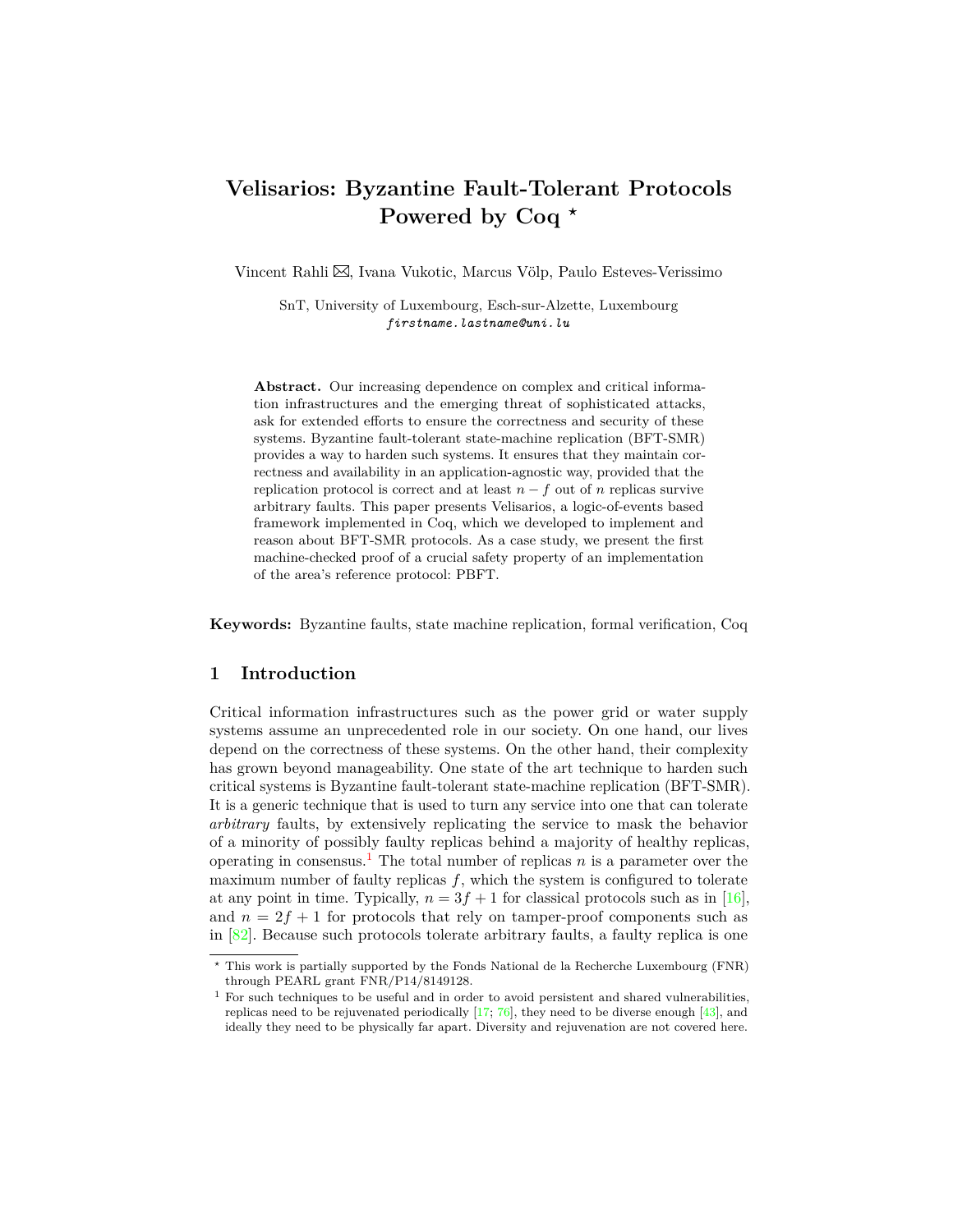# Velisarios: Byzantine Fault-Tolerant Protocols Powered by Coq ⋆

Vincent Rahli ✉, Ivana Vukotic, Marcus Völp, Paulo Esteves-Verissimo

SnT, University of Luxembourg, Esch-sur-Alzette, Luxembourg
*firstname.lastname@uni.lu*

**Abstract.** Our increasing dependence on complex and critical information infrastructures and the emerging threat of sophisticated attacks, ask for extended efforts to ensure the correctness and security of these systems. Byzantine fault-tolerant state-machine replication (BFT-SMR) provides a way to harden such systems. It ensures that they maintain correctness and availability in an application-agnostic way, provided that the replication protocol is correct and at least $n - f$ out of $n$ replicas survive arbitrary faults. This paper presents Velisarios, a logic-of-events based framework implemented in Coq, which we developed to implement and reason about BFT-SMR protocols. As a case study, we present the first machine-checked proof of a crucial safety property of an implementation of the area's reference protocol: PBFT.

**Keywords:** Byzantine faults, state machine replication, formal verification, Coq

## 1 Introduction

Critical information infrastructures such as the power grid or water supply systems assume an unprecedented role in our society. On one hand, our lives depend on the correctness of these systems. On the other hand, their complexity has grown beyond manageability. One state of the art technique to harden such critical systems is Byzantine fault-tolerant state-machine replication (BFT-SMR). It is a generic technique that is used to turn any service into one that can tolerate *arbitrary* faults, by extensively replicating the service to mask the behavior of a minority of possibly faulty replicas behind a majority of healthy replicas, operating in consensus.[1] The total number of replicas $n$ is a parameter over the maximum number of faulty replicas $f$, which the system is configured to tolerate at any point in time. Typically, $n = 3f + 1$ for classical protocols such as in [16], and $n = 2f + 1$ for protocols that rely on tamper-proof components such as in [82]. Because such protocols tolerate arbitrary faults, a faulty replica is one

⋆ This work is partially supported by the Fonds National de la Recherche Luxembourg (FNR) through PEARL grant FNR/P14/8149128.

[1] For such techniques to be useful and in order to avoid persistent and shared vulnerabilities, replicas need to be rejuvenated periodically [17; 76], they need to be diverse enough [43], and ideally they need to be physically far apart. Diversity and rejuvenation are not covered here.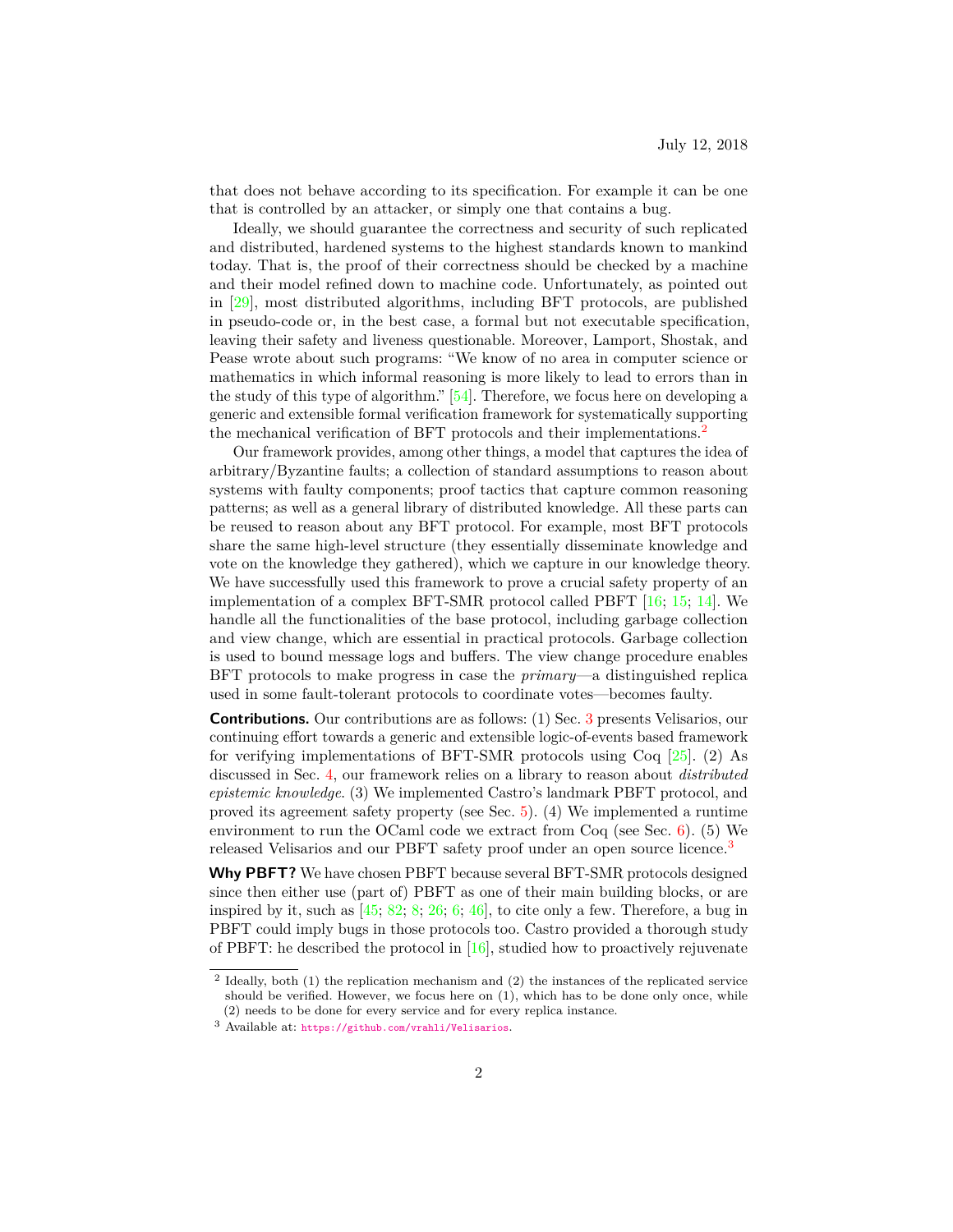that does not behave according to its specification. For example it can be one that is controlled by an attacker, or simply one that contains a bug.

Ideally, we should guarantee the correctness and security of such replicated and distributed, hardened systems to the highest standards known to mankind today. That is, the proof of their correctness should be checked by a machine and their model refined down to machine code. Unfortunately, as pointed out in [29], most distributed algorithms, including BFT protocols, are published in pseudo-code or, in the best case, a formal but not executable specification, leaving their safety and liveness questionable. Moreover, Lamport, Shostak, and Pease wrote about such programs: "We know of no area in computer science or mathematics in which informal reasoning is more likely to lead to errors than in the study of this type of algorithm." [54]. Therefore, we focus here on developing a generic and extensible formal verification framework for systematically supporting the mechanical verification of BFT protocols and their implementations.[2]

Our framework provides, among other things, a model that captures the idea of arbitrary/Byzantine faults; a collection of standard assumptions to reason about systems with faulty components; proof tactics that capture common reasoning patterns; as well as a general library of distributed knowledge. All these parts can be reused to reason about any BFT protocol. For example, most BFT protocols share the same high-level structure (they essentially disseminate knowledge and vote on the knowledge they gathered), which we capture in our knowledge theory. We have successfully used this framework to prove a crucial safety property of an implementation of a complex BFT-SMR protocol called PBFT [16; 15; 14]. We handle all the functionalities of the base protocol, including garbage collection and view change, which are essential in practical protocols. Garbage collection is used to bound message logs and buffers. The view change procedure enables BFT protocols to make progress in case the *primary*—a distinguished replica used in some fault-tolerant protocols to coordinate votes—becomes faulty.

**Contributions.** Our contributions are as follows: (1) Sec. 3 presents Velisarios, our continuing effort towards a generic and extensible logic-of-events based framework for verifying implementations of BFT-SMR protocols using Coq [25]. (2) As discussed in Sec. 4, our framework relies on a library to reason about *distributed epistemic knowledge*. (3) We implemented Castro's landmark PBFT protocol, and proved its agreement safety property (see Sec. 5). (4) We implemented a runtime environment to run the OCaml code we extract from Coq (see Sec. 6). (5) We released Velisarios and our PBFT safety proof under an open source licence.[3]

**Why PBFT?** We have chosen PBFT because several BFT-SMR protocols designed since then either use (part of) PBFT as one of their main building blocks, or are inspired by it, such as [45; 82; 8; 26; 6; 46], to cite only a few. Therefore, a bug in PBFT could imply bugs in those protocols too. Castro provided a thorough study of PBFT: he described the protocol in [16], studied how to proactively rejuvenate

[2] Ideally, both (1) the replication mechanism and (2) the instances of the replicated service should be verified. However, we focus here on (1), which has to be done only once, while (2) needs to be done for every service and for every replica instance.

[3] Available at: https://github.com/vrahli/Velisarios.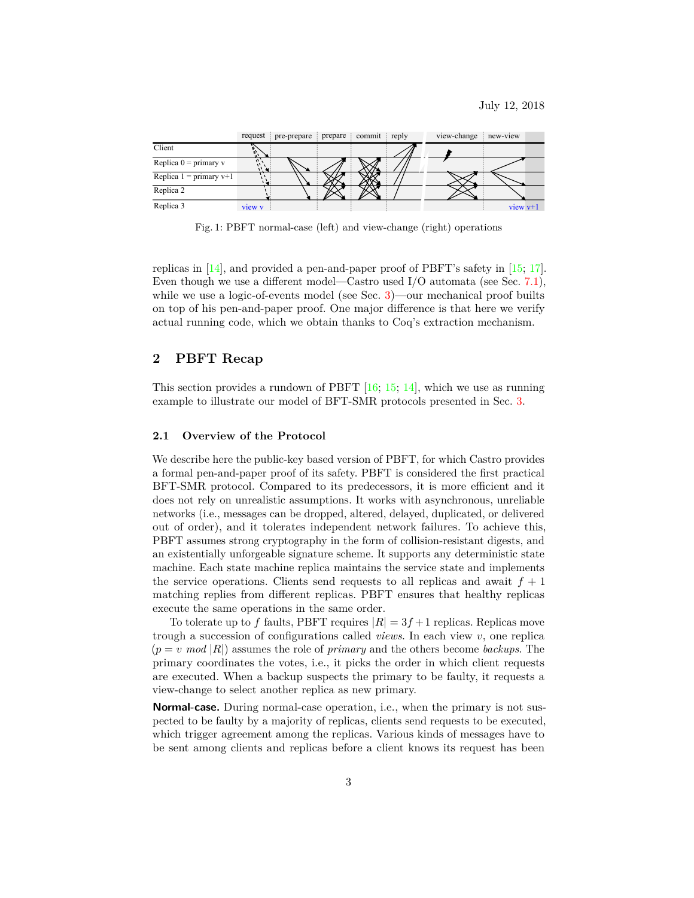Fig. 1: PBFT normal-case (left) and view-change (right) operations

replicas in [14], and provided a pen-and-paper proof of PBFT's safety in [15; 17]. Even though we use a different model—Castro used I/O automata (see Sec. 7.1), while we use a logic-of-events model (see Sec. 3)—our mechanical proof builts on top of his pen-and-paper proof. One major difference is that here we verify actual running code, which we obtain thanks to Coq's extraction mechanism.

## 2 PBFT Recap

This section provides a rundown of PBFT [16; 15; 14], which we use as running example to illustrate our model of BFT-SMR protocols presented in Sec. 3.

### 2.1 Overview of the Protocol

We describe here the public-key based version of PBFT, for which Castro provides a formal pen-and-paper proof of its safety. PBFT is considered the first practical BFT-SMR protocol. Compared to its predecessors, it is more efficient and it does not rely on unrealistic assumptions. It works with asynchronous, unreliable networks (i.e., messages can be dropped, altered, delayed, duplicated, or delivered out of order), and it tolerates independent network failures. To achieve this, PBFT assumes strong cryptography in the form of collision-resistant digests, and an existentially unforgeable signature scheme. It supports any deterministic state machine. Each state machine replica maintains the service state and implements the service operations. Clients send requests to all replicas and await $f + 1$ matching replies from different replicas. PBFT ensures that healthy replicas execute the same operations in the same order.

To tolerate up to $f$ faults, PBFT requires $|R| = 3f + 1$ replicas. Replicas move trough a succession of configurations called *views*. In each view $v$, one replica ($p = v \; mod \; |R|$) assumes the role of *primary* and the others become *backups*. The primary coordinates the votes, i.e., it picks the order in which client requests are executed. When a backup suspects the primary to be faulty, it requests a view-change to select another replica as new primary.

**Normal-case.** During normal-case operation, i.e., when the primary is not suspected to be faulty by a majority of replicas, clients send requests to be executed, which trigger agreement among the replicas. Various kinds of messages have to be sent among clients and replicas before a client knows its request has been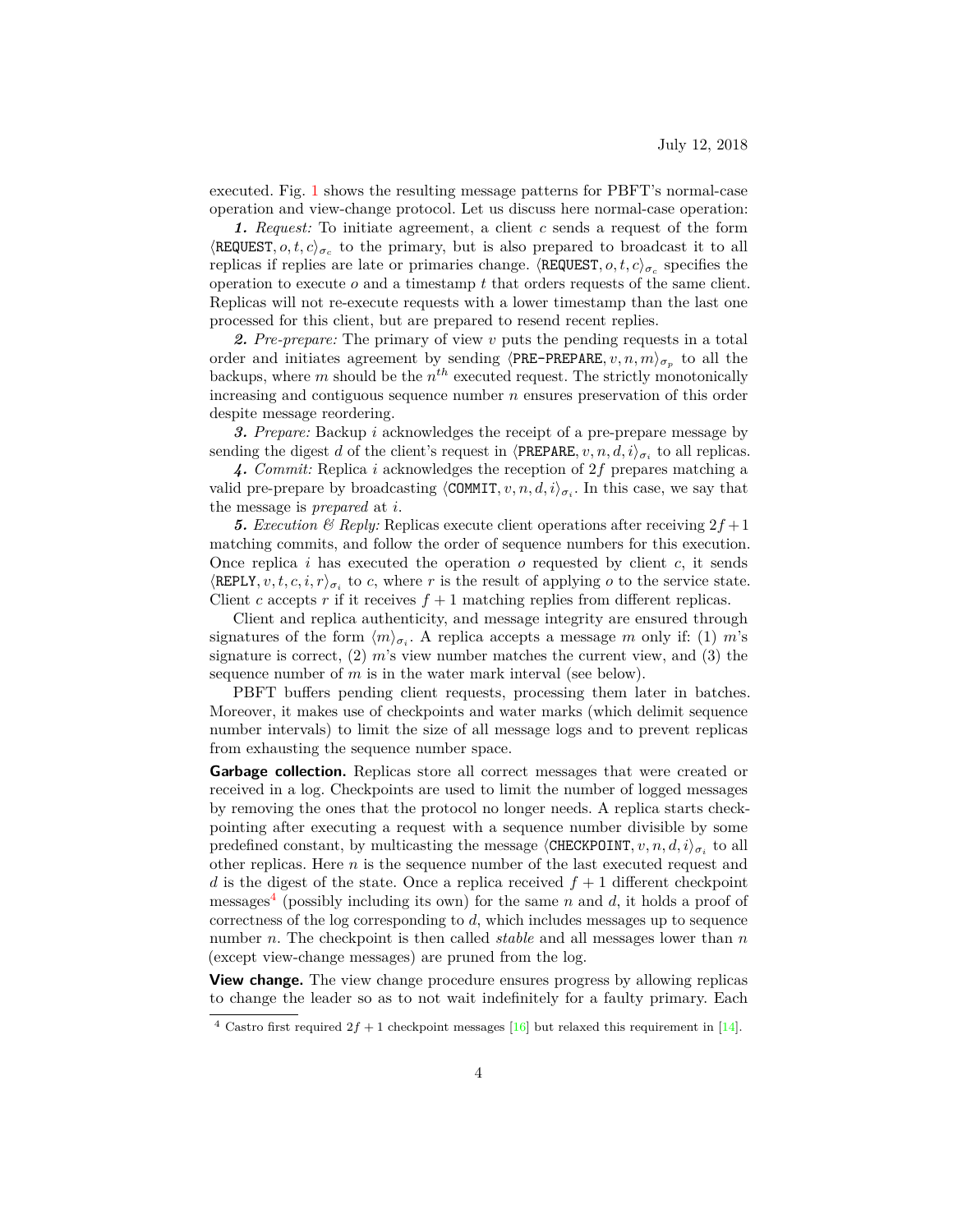executed. Fig. 1 shows the resulting message patterns for PBFT's normal-case operation and view-change protocol. Let us discuss here normal-case operation:

***1.*** *Request:* To initiate agreement, a client $c$ sends a request of the form $\langle \texttt{REQUEST}, o, t, c\rangle_{\sigma_c}$ to the primary, but is also prepared to broadcast it to all replicas if replies are late or primaries change. $\langle \texttt{REQUEST}, o, t, c\rangle_{\sigma_c}$ specifies the operation to execute $o$ and a timestamp $t$ that orders requests of the same client. Replicas will not re-execute requests with a lower timestamp than the last one processed for this client, but are prepared to resend recent replies.

***2.*** *Pre-prepare:* The primary of view $v$ puts the pending requests in a total order and initiates agreement by sending $\langle \texttt{PRE-PREPARE}, v, n, m\rangle_{\sigma_p}$ to all the backups, where $m$ should be the $n^{th}$ executed request. The strictly monotonically increasing and contiguous sequence number $n$ ensures preservation of this order despite message reordering.

***3.*** *Prepare:* Backup $i$ acknowledges the receipt of a pre-prepare message by sending the digest $d$ of the client's request in $\langle \texttt{PREPARE}, v, n, d, i\rangle_{\sigma_i}$ to all replicas.

***4.*** *Commit:* Replica $i$ acknowledges the reception of $2f$ prepares matching a valid pre-prepare by broadcasting $\langle \texttt{COMMIT}, v, n, d, i\rangle_{\sigma_i}$. In this case, we say that the message is *prepared* at $i$.

***5.*** *Execution & Reply:* Replicas execute client operations after receiving $2f+1$ matching commits, and follow the order of sequence numbers for this execution. Once replica $i$ has executed the operation $o$ requested by client $c$, it sends $\langle \texttt{REPLY}, v, t, c, i, r\rangle_{\sigma_i}$ to $c$, where $r$ is the result of applying $o$ to the service state. Client $c$ accepts $r$ if it receives $f+1$ matching replies from different replicas.

Client and replica authenticity, and message integrity are ensured through signatures of the form $\langle m\rangle_{\sigma_i}$. A replica accepts a message $m$ only if: (1) $m$'s signature is correct, (2) $m$'s view number matches the current view, and (3) the sequence number of $m$ is in the water mark interval (see below).

PBFT buffers pending client requests, processing them later in batches. Moreover, it makes use of checkpoints and water marks (which delimit sequence number intervals) to limit the size of all message logs and to prevent replicas from exhausting the sequence number space.

**Garbage collection.** Replicas store all correct messages that were created or received in a log. Checkpoints are used to limit the number of logged messages by removing the ones that the protocol no longer needs. A replica starts checkpointing after executing a request with a sequence number divisible by some predefined constant, by multicasting the message $\langle \texttt{CHECKPOINT}, v, n, d, i\rangle_{\sigma_i}$ to all other replicas. Here $n$ is the sequence number of the last executed request and $d$ is the digest of the state. Once a replica received $f+1$ different checkpoint messages[4] (possibly including its own) for the same $n$ and $d$, it holds a proof of correctness of the log corresponding to $d$, which includes messages up to sequence number $n$. The checkpoint is then called *stable* and all messages lower than $n$ (except view-change messages) are pruned from the log.

**View change.** The view change procedure ensures progress by allowing replicas to change the leader so as to not wait indefinitely for a faulty primary. Each

[4] Castro first required $2f+1$ checkpoint messages [16] but relaxed this requirement in [14].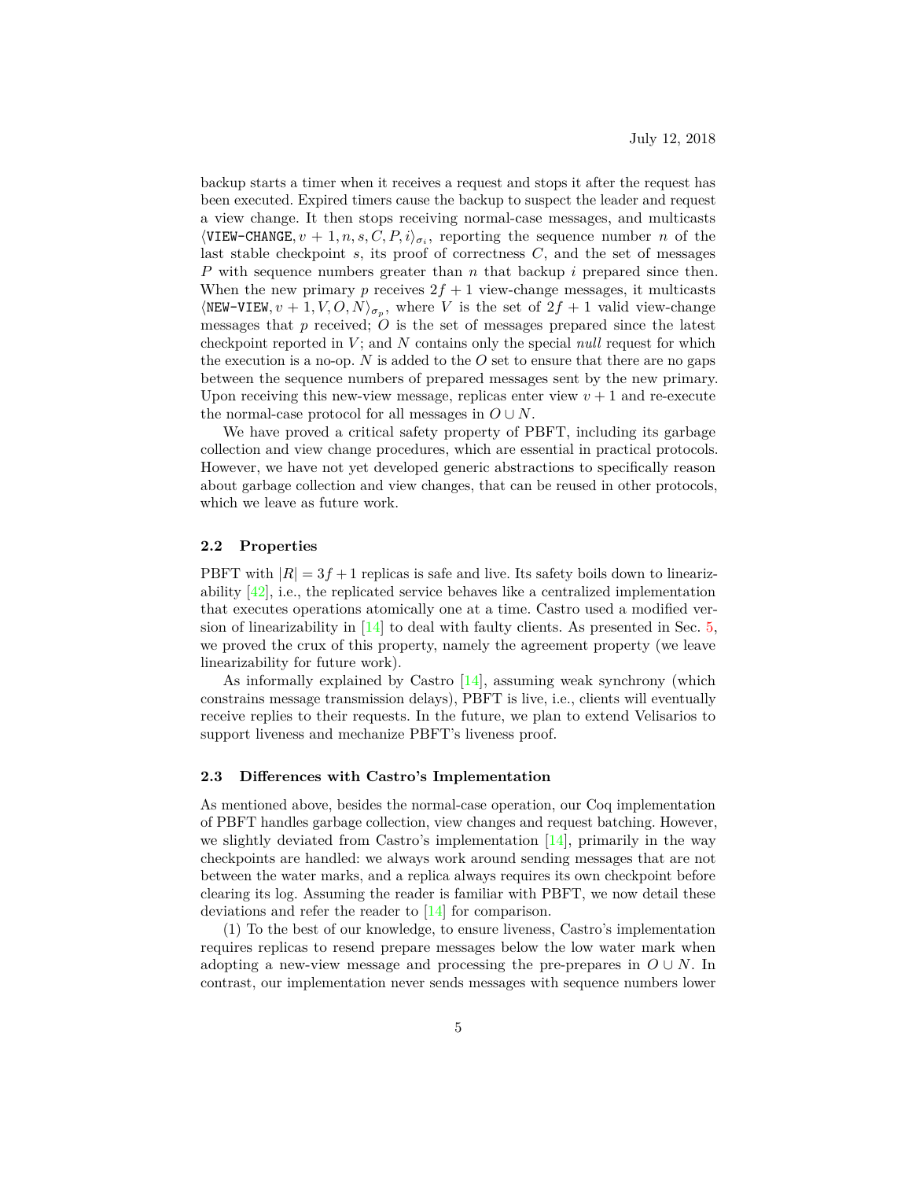backup starts a timer when it receives a request and stops it after the request has been executed. Expired timers cause the backup to suspect the leader and request a view change. It then stops receiving normal-case messages, and multicasts $\langle \texttt{VIEW-CHANGE}, v+1, n, s, C, P, i\rangle_{\sigma_i}$, reporting the sequence number $n$ of the last stable checkpoint $s$, its proof of correctness $C$, and the set of messages $P$ with sequence numbers greater than $n$ that backup $i$ prepared since then. When the new primary $p$ receives $2f+1$ view-change messages, it multicasts $\langle \texttt{NEW-VIEW}, v+1, V, O, N\rangle_{\sigma_p}$, where $V$ is the set of $2f+1$ valid view-change messages that $p$ received; $O$ is the set of messages prepared since the latest checkpoint reported in $V$; and $N$ contains only the special *null* request for which the execution is a no-op. $N$ is added to the $O$ set to ensure that there are no gaps between the sequence numbers of prepared messages sent by the new primary. Upon receiving this new-view message, replicas enter view $v+1$ and re-execute the normal-case protocol for all messages in $O \cup N$.

We have proved a critical safety property of PBFT, including its garbage collection and view change procedures, which are essential in practical protocols. However, we have not yet developed generic abstractions to specifically reason about garbage collection and view changes, that can be reused in other protocols, which we leave as future work.

### 2.2 Properties

PBFT with $|R| = 3f+1$ replicas is safe and live. Its safety boils down to linearizability [42], i.e., the replicated service behaves like a centralized implementation that executes operations atomically one at a time. Castro used a modified version of linearizability in [14] to deal with faulty clients. As presented in Sec. 5, we proved the crux of this property, namely the agreement property (we leave linearizability for future work).

As informally explained by Castro [14], assuming weak synchrony (which constrains message transmission delays), PBFT is live, i.e., clients will eventually receive replies to their requests. In the future, we plan to extend Velisarios to support liveness and mechanize PBFT's liveness proof.

### 2.3 Differences with Castro's Implementation

As mentioned above, besides the normal-case operation, our Coq implementation of PBFT handles garbage collection, view changes and request batching. However, we slightly deviated from Castro's implementation [14], primarily in the way checkpoints are handled: we always work around sending messages that are not between the water marks, and a replica always requires its own checkpoint before clearing its log. Assuming the reader is familiar with PBFT, we now detail these deviations and refer the reader to [14] for comparison.

(1) To the best of our knowledge, to ensure liveness, Castro's implementation requires replicas to resend prepare messages below the low water mark when adopting a new-view message and processing the pre-prepares in $O \cup N$. In contrast, our implementation never sends messages with sequence numbers lower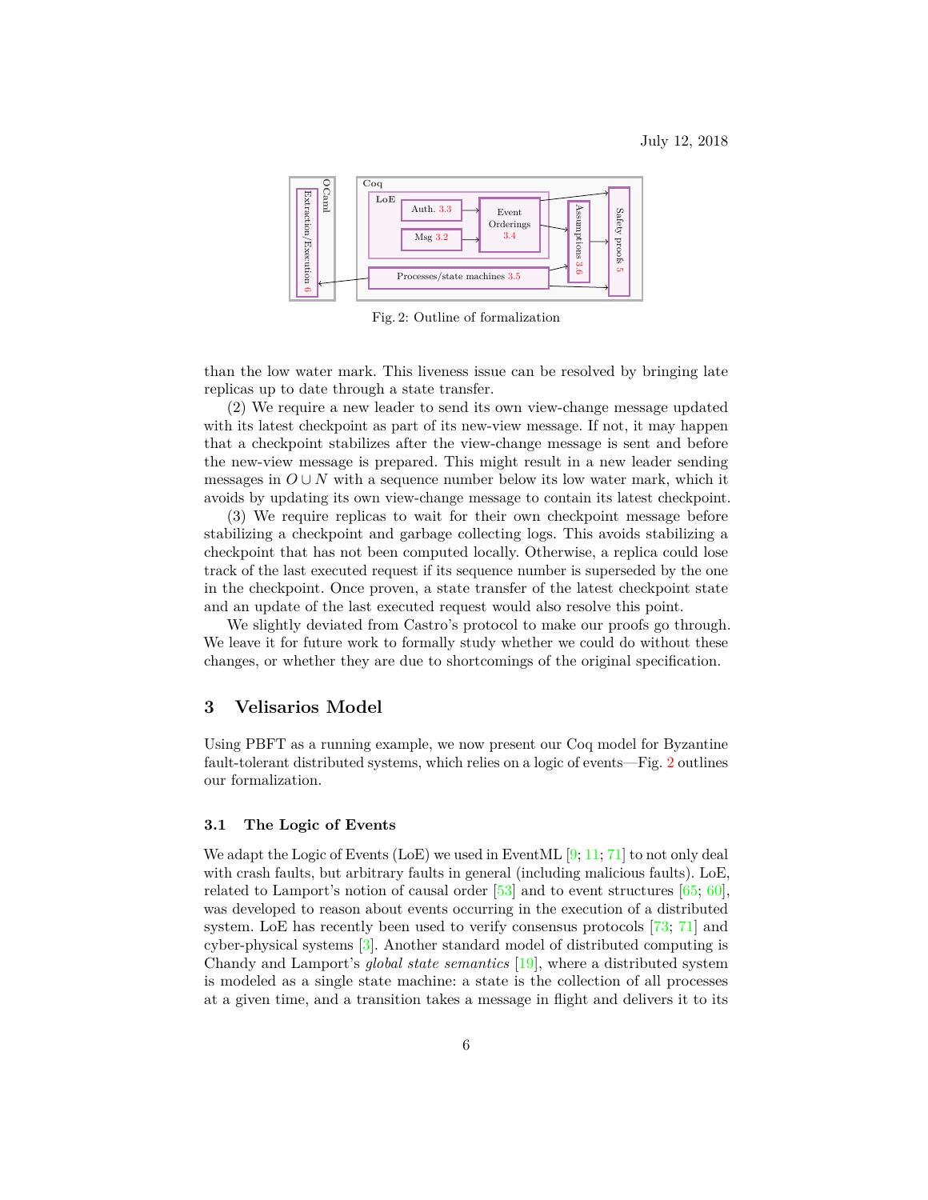Fig. 2: Outline of formalization

than the low water mark. This liveness issue can be resolved by bringing late replicas up to date through a state transfer.

(2) We require a new leader to send its own view-change message updated with its latest checkpoint as part of its new-view message. If not, it may happen that a checkpoint stabilizes after the view-change message is sent and before the new-view message is prepared. This might result in a new leader sending messages in $O \cup N$ with a sequence number below its low water mark, which it avoids by updating its own view-change message to contain its latest checkpoint.

(3) We require replicas to wait for their own checkpoint message before stabilizing a checkpoint and garbage collecting logs. This avoids stabilizing a checkpoint that has not been computed locally. Otherwise, a replica could lose track of the last executed request if its sequence number is superseded by the one in the checkpoint. Once proven, a state transfer of the latest checkpoint state and an update of the last executed request would also resolve this point.

We slightly deviated from Castro's protocol to make our proofs go through. We leave it for future work to formally study whether we could do without these changes, or whether they are due to shortcomings of the original specification.

## 3 Velisarios Model

Using PBFT as a running example, we now present our Coq model for Byzantine fault-tolerant distributed systems, which relies on a logic of events—Fig. 2 outlines our formalization.

### 3.1 The Logic of Events

We adapt the Logic of Events (LoE) we used in EventML [9; 11; 71] to not only deal with crash faults, but arbitrary faults in general (including malicious faults). LoE, related to Lamport's notion of causal order [53] and to event structures [65; 60], was developed to reason about events occurring in the execution of a distributed system. LoE has recently been used to verify consensus protocols [73; 71] and cyber-physical systems [3]. Another standard model of distributed computing is Chandy and Lamport's *global state semantics* [19], where a distributed system is modeled as a single state machine: a state is the collection of all processes at a given time, and a transition takes a message in flight and delivers it to its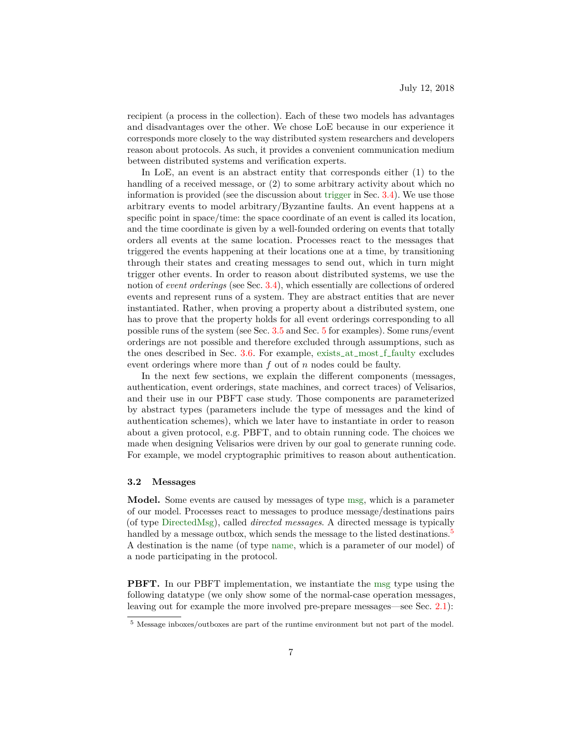recipient (a process in the collection). Each of these two models has advantages and disadvantages over the other. We chose LoE because in our experience it corresponds more closely to the way distributed system researchers and developers reason about protocols. As such, it provides a convenient communication medium between distributed systems and verification experts.

In LoE, an event is an abstract entity that corresponds either (1) to the handling of a received message, or (2) to some arbitrary activity about which no information is provided (see the discussion about trigger in Sec. 3.4). We use those arbitrary events to model arbitrary/Byzantine faults. An event happens at a specific point in space/time: the space coordinate of an event is called its location, and the time coordinate is given by a well-founded ordering on events that totally orders all events at the same location. Processes react to the messages that triggered the events happening at their locations one at a time, by transitioning through their states and creating messages to send out, which in turn might trigger other events. In order to reason about distributed systems, we use the notion of *event orderings* (see Sec. 3.4), which essentially are collections of ordered events and represent runs of a system. They are abstract entities that are never instantiated. Rather, when proving a property about a distributed system, one has to prove that the property holds for all event orderings corresponding to all possible runs of the system (see Sec. 3.5 and Sec. 5 for examples). Some runs/event orderings are not possible and therefore excluded through assumptions, such as the ones described in Sec. 3.6. For example, exists_at_most_f_faulty excludes event orderings where more than $f$ out of $n$ nodes could be faulty.

In the next few sections, we explain the different components (messages, authentication, event orderings, state machines, and correct traces) of Velisarios, and their use in our PBFT case study. Those components are parameterized by abstract types (parameters include the type of messages and the kind of authentication schemes), which we later have to instantiate in order to reason about a given protocol, e.g. PBFT, and to obtain running code. The choices we made when designing Velisarios were driven by our goal to generate running code. For example, we model cryptographic primitives to reason about authentication.

### 3.2 Messages

**Model.** Some events are caused by messages of type msg, which is a parameter of our model. Processes react to messages to produce message/destinations pairs (of type DirectedMsg), called *directed messages*. A directed message is typically handled by a message outbox, which sends the message to the listed destinations.[5] A destination is the name (of type name, which is a parameter of our model) of a node participating in the protocol.

**PBFT.** In our PBFT implementation, we instantiate the msg type using the following datatype (we only show some of the normal-case operation messages, leaving out for example the more involved pre-prepare messages—see Sec. 2.1):

[5] Message inboxes/outboxes are part of the runtime environment but not part of the model.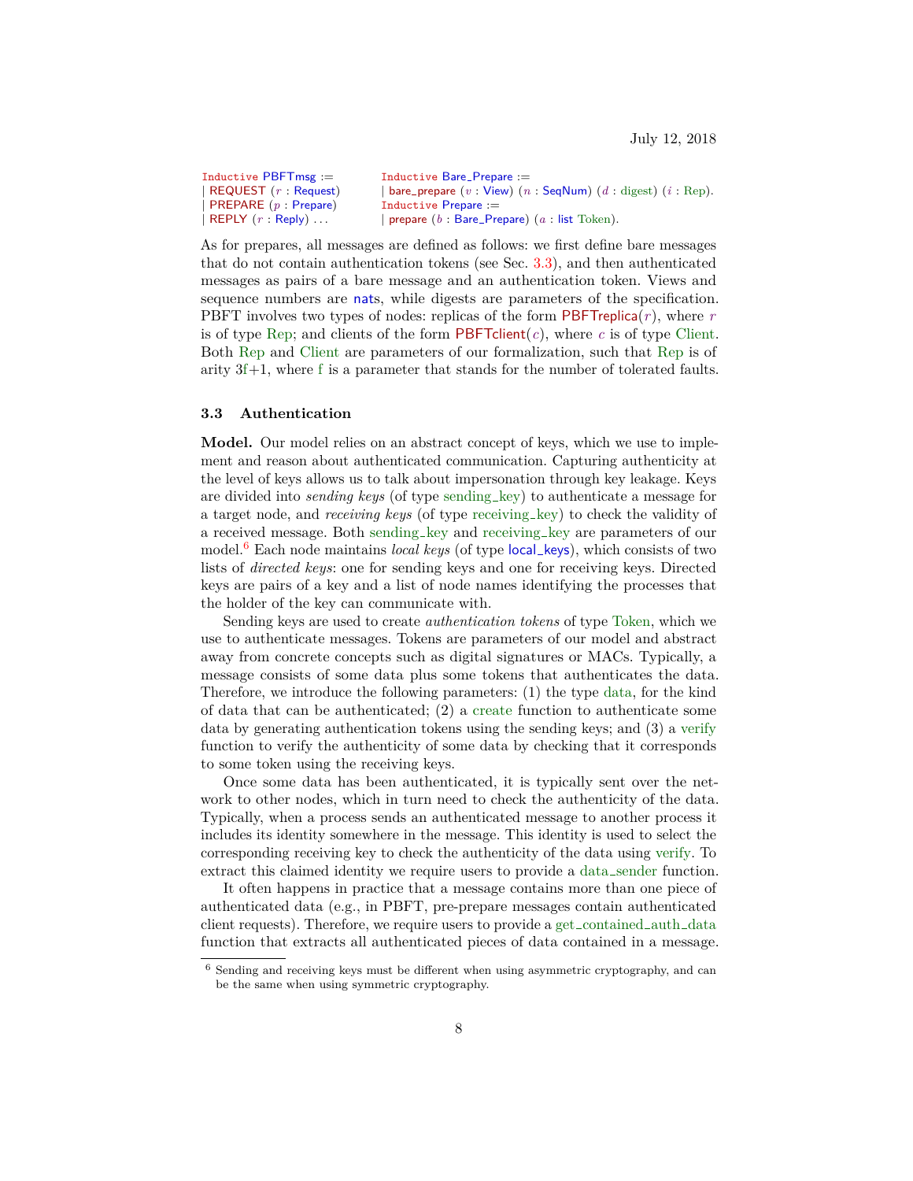```
Inductive PBFTmsg :=            Inductive Bare_Prepare :=
| REQUEST (r : Request)         | bare_prepare (v : View) (n : SeqNum) (d : digest) (i : Rep).
| PREPARE (p : Prepare)         Inductive Prepare :=
| REPLY (r : Reply) ...         | prepare (b : Bare_Prepare) (a : list Token).
```

As for prepares, all messages are defined as follows: we first define bare messages that do not contain authentication tokens (see Sec. 3.3), and then authenticated messages as pairs of a bare message and an authentication token. Views and sequence numbers are nats, while digests are parameters of the specification. PBFT involves two types of nodes: replicas of the form PBFTreplica($r$), where $r$ is of type Rep; and clients of the form PBFTclient($c$), where $c$ is of type Client. Both Rep and Client are parameters of our formalization, such that Rep is of arity 3f+1, where f is a parameter that stands for the number of tolerated faults.

### 3.3 Authentication

**Model.** Our model relies on an abstract concept of keys, which we use to implement and reason about authenticated communication. Capturing authenticity at the level of keys allows us to talk about impersonation through key leakage. Keys are divided into *sending keys* (of type sending_key) to authenticate a message for a target node, and *receiving keys* (of type receiving_key) to check the validity of a received message. Both sending_key and receiving_key are parameters of our model.[6] Each node maintains *local keys* (of type local_keys), which consists of two lists of *directed keys*: one for sending keys and one for receiving keys. Directed keys are pairs of a key and a list of node names identifying the processes that the holder of the key can communicate with.

Sending keys are used to create *authentication tokens* of type Token, which we use to authenticate messages. Tokens are parameters of our model and abstract away from concrete concepts such as digital signatures or MACs. Typically, a message consists of some data plus some tokens that authenticates the data. Therefore, we introduce the following parameters: (1) the type data, for the kind of data that can be authenticated; (2) a create function to authenticate some data by generating authentication tokens using the sending keys; and (3) a verify function to verify the authenticity of some data by checking that it corresponds to some token using the receiving keys.

Once some data has been authenticated, it is typically sent over the network to other nodes, which in turn need to check the authenticity of the data. Typically, when a process sends an authenticated message to another process it includes its identity somewhere in the message. This identity is used to select the corresponding receiving key to check the authenticity of the data using verify. To extract this claimed identity we require users to provide a data_sender function.

It often happens in practice that a message contains more than one piece of authenticated data (e.g., in PBFT, pre-prepare messages contain authenticated client requests). Therefore, we require users to provide a get_contained_auth_data function that extracts all authenticated pieces of data contained in a message.

[6] Sending and receiving keys must be different when using asymmetric cryptography, and can be the same when using symmetric cryptography.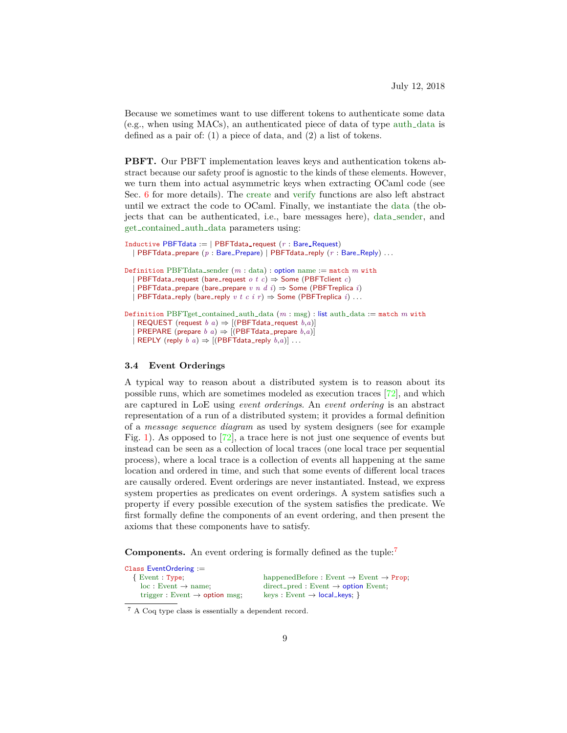Because we sometimes want to use different tokens to authenticate some data (e.g., when using MACs), an authenticated piece of data of type auth_data is defined as a pair of: (1) a piece of data, and (2) a list of tokens.

**PBFT.** Our PBFT implementation leaves keys and authentication tokens abstract because our safety proof is agnostic to the kinds of these elements. However, we turn them into actual asymmetric keys when extracting OCaml code (see Sec. 6 for more details). The create and verify functions are also left abstract until we extract the code to OCaml. Finally, we instantiate the data (the objects that can be authenticated, i.e., bare messages here), data_sender, and get_contained_auth_data parameters using:

```
Inductive PBFTdata := | PBFTdata_request (r : Bare_Request)
  | PBFTdata_prepare (p : Bare_Prepare) | PBFTdata_reply (r : Bare_Reply) ...

Definition PBFTdata_sender (m : data) : option name := match m with
  | PBFTdata_request (bare_request o t c) ⇒ Some (PBFTclient c)
  | PBFTdata_prepare (bare_prepare v n d i) ⇒ Some (PBFTreplica i)
  | PBFTdata_reply (bare_reply v t c i r) ⇒ Some (PBFTreplica i) ...

Definition PBFTget_contained_auth_data (m : msg) : list auth_data := match m with
  | REQUEST (request b a) ⇒ [(PBFTdata_request b,a)]
  | PREPARE (prepare b a) ⇒ [(PBFTdata_prepare b,a)]
  | REPLY (reply b a) ⇒ [(PBFTdata_reply b,a)] ...
```

### 3.4 Event Orderings

A typical way to reason about a distributed system is to reason about its possible runs, which are sometimes modeled as execution traces [72], and which are captured in LoE using *event orderings*. An *event ordering* is an abstract representation of a run of a distributed system; it provides a formal definition of a *message sequence diagram* as used by system designers (see for example Fig. 1). As opposed to [72], a trace here is not just one sequence of events but instead can be seen as a collection of local traces (one local trace per sequential process), where a local trace is a collection of events all happening at the same location and ordered in time, and such that some events of different local traces are causally ordered. Event orderings are never instantiated. Instead, we express system properties as predicates on event orderings. A system satisfies such a property if every possible execution of the system satisfies the predicate. We first formally define the components of an event ordering, and then present the axioms that these components have to satisfy.

**Components.** An event ordering is formally defined as the tuple:[7]

```
Class EventOrdering :=
  { Event : Type;                    happenedBefore : Event → Event → Prop;
    loc : Event → name;              direct_pred : Event → option Event;
    trigger : Event → option msg;    keys : Event → local_keys; }
```

[7] A Coq type class is essentially a dependent record.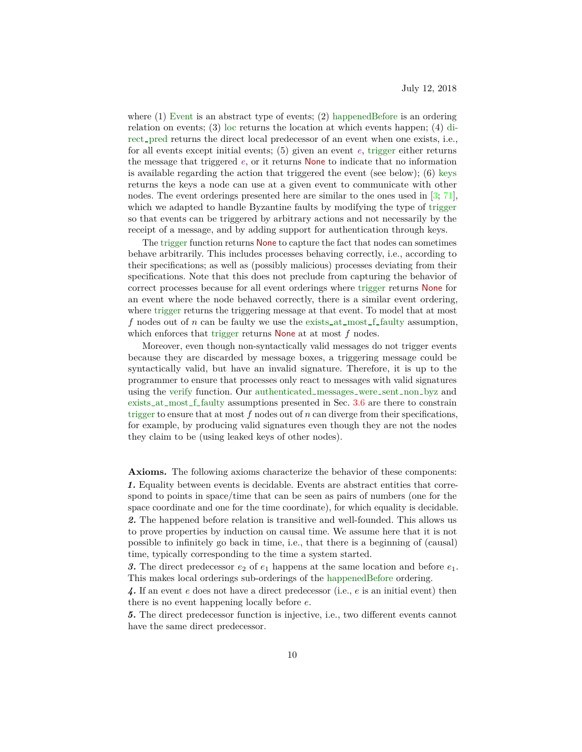where (1) Event is an abstract type of events; (2) happenedBefore is an ordering relation on events; (3) loc returns the location at which events happen; (4) direct_pred returns the direct local predecessor of an event when one exists, i.e., for all events except initial events; (5) given an event $e$, trigger either returns the message that triggered $e$, or it returns None to indicate that no information is available regarding the action that triggered the event (see below); (6) keys returns the keys a node can use at a given event to communicate with other nodes. The event orderings presented here are similar to the ones used in [3; 71], which we adapted to handle Byzantine faults by modifying the type of trigger so that events can be triggered by arbitrary actions and not necessarily by the receipt of a message, and by adding support for authentication through keys.

The trigger function returns None to capture the fact that nodes can sometimes behave arbitrarily. This includes processes behaving correctly, i.e., according to their specifications; as well as (possibly malicious) processes deviating from their specifications. Note that this does not preclude from capturing the behavior of correct processes because for all event orderings where trigger returns None for an event where the node behaved correctly, there is a similar event ordering, where trigger returns the triggering message at that event. To model that at most $f$ nodes out of $n$ can be faulty we use the exists_at_most_f_faulty assumption, which enforces that trigger returns None at at most $f$ nodes.

Moreover, even though non-syntactically valid messages do not trigger events because they are discarded by message boxes, a triggering message could be syntactically valid, but have an invalid signature. Therefore, it is up to the programmer to ensure that processes only react to messages with valid signatures using the verify function. Our authenticated_messages_were_sent_non_byz and exists_at_most_f_faulty assumptions presented in Sec. 3.6 are there to constrain trigger to ensure that at most $f$ nodes out of $n$ can diverge from their specifications, for example, by producing valid signatures even though they are not the nodes they claim to be (using leaked keys of other nodes).

**Axioms.** The following axioms characterize the behavior of these components:
***1.*** Equality between events is decidable. Events are abstract entities that correspond to points in space/time that can be seen as pairs of numbers (one for the space coordinate and one for the time coordinate), for which equality is decidable.
***2.*** The happened before relation is transitive and well-founded. This allows us to prove properties by induction on causal time. We assume here that it is not possible to infinitely go back in time, i.e., that there is a beginning of (causal) time, typically corresponding to the time a system started.
***3.*** The direct predecessor $e_2$ of $e_1$ happens at the same location and before $e_1$. This makes local orderings sub-orderings of the happenedBefore ordering.
***4.*** If an event $e$ does not have a direct predecessor (i.e., $e$ is an initial event) then there is no event happening locally before $e$.
***5.*** The direct predecessor function is injective, i.e., two different events cannot have the same direct predecessor.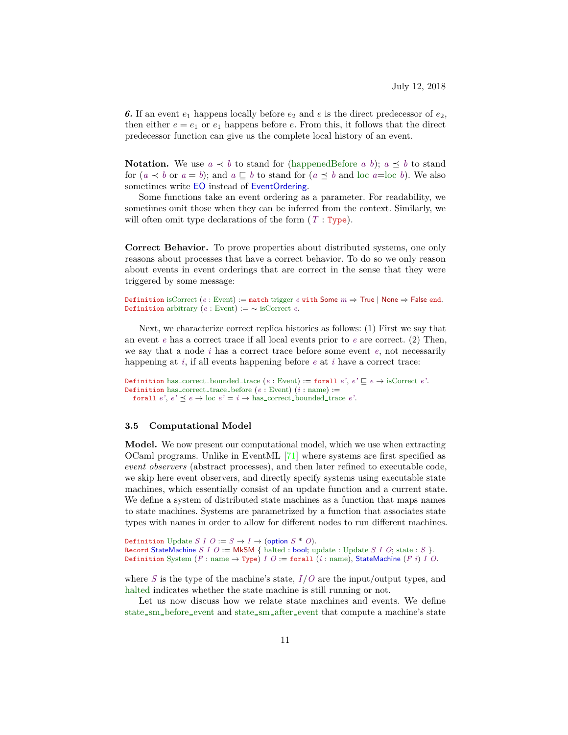***6.*** If an event $e_1$ happens locally before $e_2$ and $e$ is the direct predecessor of $e_2$, then either $e = e_1$ or $e_1$ happens before $e$. From this, it follows that the direct predecessor function can give us the complete local history of an event.

**Notation.** We use $a \prec b$ to stand for (happenedBefore $a$ $b$); $a \preceq b$ to stand for ($a \prec b$ or $a = b$); and $a \sqsubseteq b$ to stand for ($a \preceq b$ and loc $a$=loc $b$). We also sometimes write EO instead of EventOrdering.

Some functions take an event ordering as a parameter. For readability, we sometimes omit those when they can be inferred from the context. Similarly, we will often omit type declarations of the form ($T$ : Type).

**Correct Behavior.** To prove properties about distributed systems, one only reasons about processes that have a correct behavior. To do so we only reason about events in event orderings that are correct in the sense that they were triggered by some message:

```
Definition isCorrect (e : Event) := match trigger e with Some m ⇒ True | None ⇒ False end.
Definition arbitrary (e : Event) := ∼ isCorrect e.
```

Next, we characterize correct replica histories as follows: (1) First we say that an event $e$ has a correct trace if all local events prior to $e$ are correct. (2) Then, we say that a node $i$ has a correct trace before some event $e$, not necessarily happening at $i$, if all events happening before $e$ at $i$ have a correct trace:

```
Definition has_correct_bounded_trace (e : Event) := forall e', e' ⊑ e → isCorrect e'.
Definition has_correct_trace_before (e : Event) (i : name) :=
  forall e', e' ⪯ e → loc e' = i → has_correct_bounded_trace e'.
```

### 3.5 Computational Model

**Model.** We now present our computational model, which we use when extracting OCaml programs. Unlike in EventML [71] where systems are first specified as *event observers* (abstract processes), and then later refined to executable code, we skip here event observers, and directly specify systems using executable state machines, which essentially consist of an update function and a current state. We define a system of distributed state machines as a function that maps names to state machines. Systems are parametrized by a function that associates state types with names in order to allow for different nodes to run different machines.

```
Definition Update S I O := S → I → (option S * O).
Record StateMachine S I O := MkSM { halted : bool; update : Update S I O; state : S }.
Definition System (F : name → Type) I O := forall (i : name), StateMachine (F i) I O.
```

where $S$ is the type of the machine's state, $I/O$ are the input/output types, and halted indicates whether the state machine is still running or not.

Let us now discuss how we relate state machines and events. We define state_sm_before_event and state_sm_after_event that compute a machine's state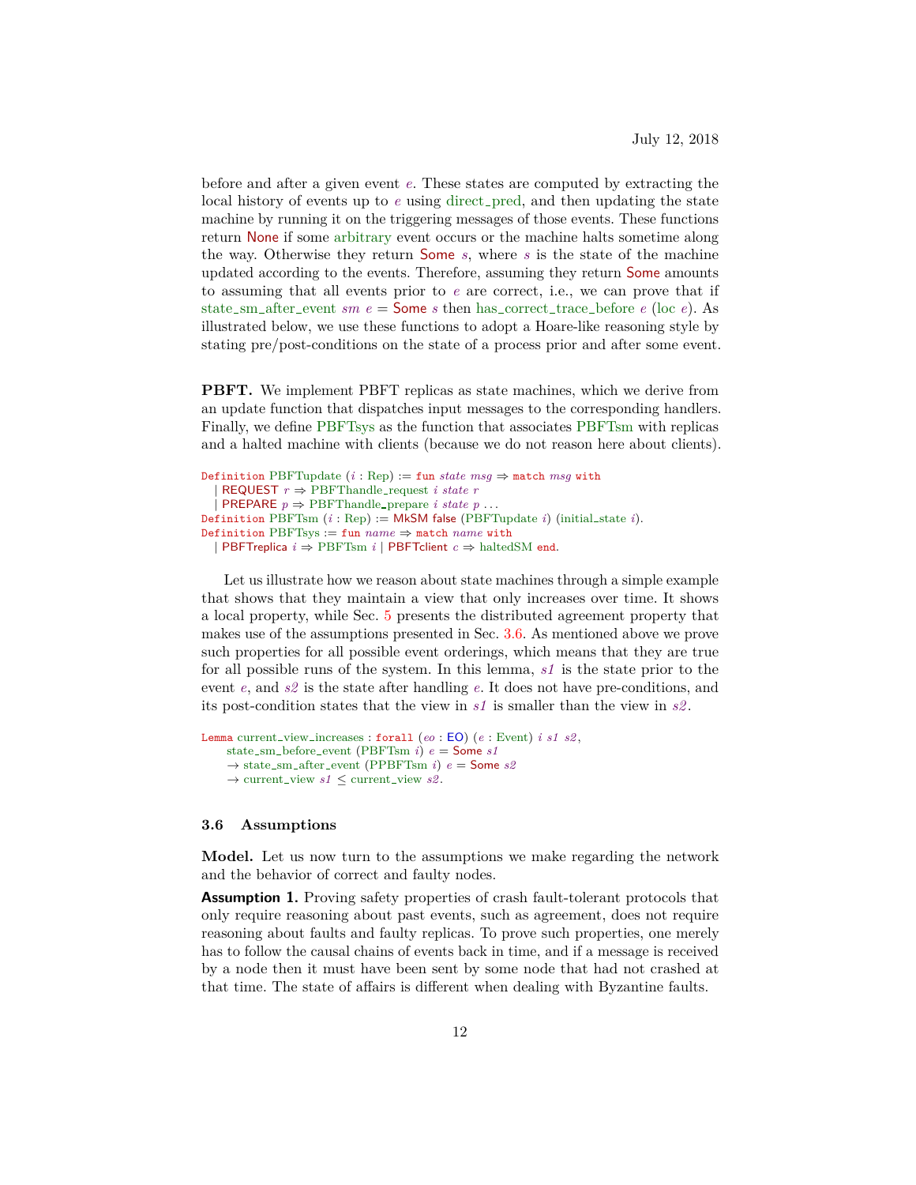before and after a given event *e*. These states are computed by extracting the local history of events up to *e* using direct_pred, and then updating the state machine by running it on the triggering messages of those events. These functions return None if some arbitrary event occurs or the machine halts sometime along the way. Otherwise they return Some *s*, where *s* is the state of the machine updated according to the events. Therefore, assuming they return Some amounts to assuming that all events prior to *e* are correct, i.e., we can prove that if state_sm_after_event *sm* *e* = Some *s* then has_correct_trace_before *e* (loc *e*). As illustrated below, we use these functions to adopt a Hoare-like reasoning style by stating pre/post-conditions on the state of a process prior and after some event.

**PBFT.** We implement PBFT replicas as state machines, which we derive from an update function that dispatches input messages to the corresponding handlers. Finally, we define PBFTsys as the function that associates PBFTsm with replicas and a halted machine with clients (because we do not reason here about clients).

```
Definition PBFTupdate (i : Rep) := fun state msg ⇒ match msg with
  | REQUEST r ⇒ PBFThandle_request i state r
  | PREPARE p ⇒ PBFThandle_prepare i state p ...
Definition PBFTsm (i : Rep) := MkSM false (PBFTupdate i) (initial_state i).
Definition PBFTsys := fun name ⇒ match name with
  | PBFTreplica i ⇒ PBFTsm i | PBFTclient c ⇒ haltedSM end.
```

Let us illustrate how we reason about state machines through a simple example that shows that they maintain a view that only increases over time. It shows a local property, while Sec. 5 presents the distributed agreement property that makes use of the assumptions presented in Sec. 3.6. As mentioned above we prove such properties for all possible event orderings, which means that they are true for all possible runs of the system. In this lemma, *s1* is the state prior to the event *e*, and *s2* is the state after handling *e*. It does not have pre-conditions, and its post-condition states that the view in *s1* is smaller than the view in *s2*.

```
Lemma current_view_increases : forall (eo : EO) (e : Event) i s1 s2,
    state_sm_before_event (PBFTsm i) e = Some s1
    → state_sm_after_event (PPBFTsm i) e = Some s2
    → current_view s1 ≤ current_view s2.
```

### 3.6 Assumptions

**Model.** Let us now turn to the assumptions we make regarding the network and the behavior of correct and faulty nodes.

**Assumption 1.** Proving safety properties of crash fault-tolerant protocols that only require reasoning about past events, such as agreement, does not require reasoning about faults and faulty replicas. To prove such properties, one merely has to follow the causal chains of events back in time, and if a message is received by a node then it must have been sent by some node that had not crashed at that time. The state of affairs is different when dealing with Byzantine faults.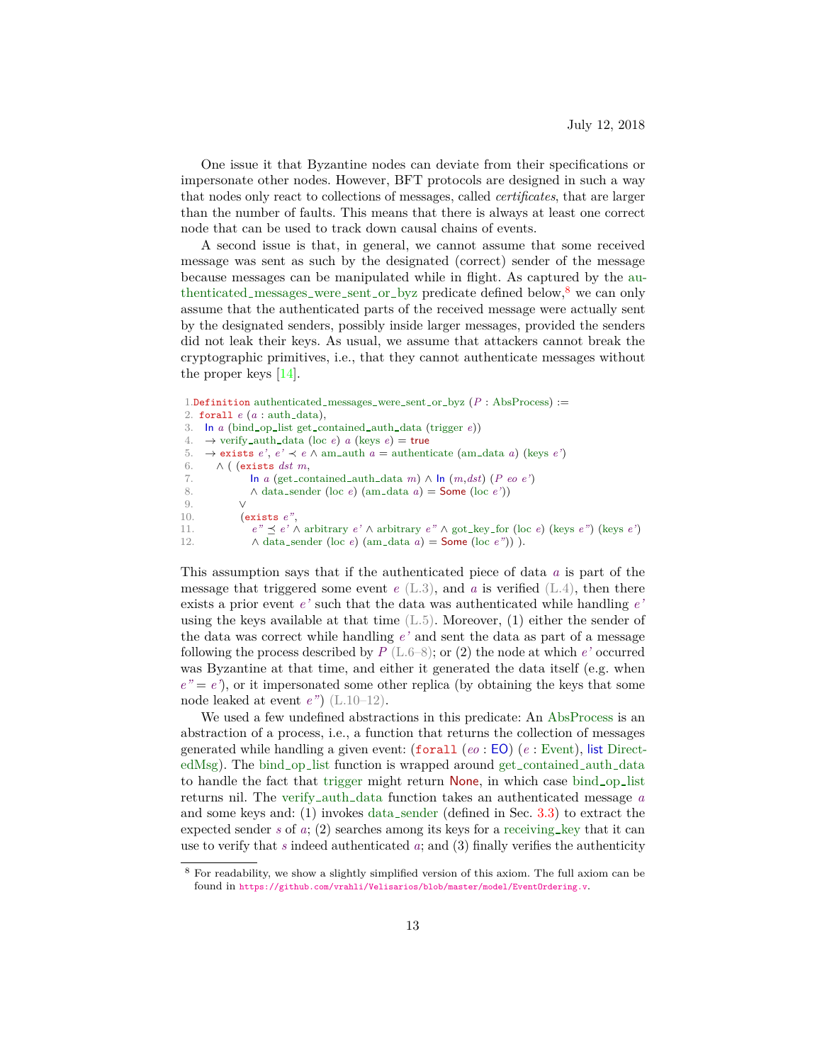One issue it that Byzantine nodes can deviate from their specifications or impersonate other nodes. However, BFT protocols are designed in such a way that nodes only react to collections of messages, called *certificates*, that are larger than the number of faults. This means that there is always at least one correct node that can be used to track down causal chains of events.

A second issue is that, in general, we cannot assume that some received message was sent as such by the designated (correct) sender of the message because messages can be manipulated while in flight. As captured by the authenticated_messages_were_sent_or_byz predicate defined below,[8] we can only assume that the authenticated parts of the received message were actually sent by the designated senders, possibly inside larger messages, provided the senders did not leak their keys. As usual, we assume that attackers cannot break the cryptographic primitives, i.e., that they cannot authenticate messages without the proper keys [14].

```
 1.Definition authenticated_messages_were_sent_or_byz (P : AbsProcess) :=
 2.  forall e (a : auth_data),
 3.   In a (bind_op_list get_contained_auth_data (trigger e))
 4.   → verify_auth_data (loc e) a (keys e) = true
 5.   → exists e', e' ≺ e ∧ am_auth a = authenticate (am_data a) (keys e')
 6.      ∧ ( (exists dst m,
 7.                In a (get_contained_auth_data m) ∧ In (m,dst) (P eo e')
 8.                ∧ data_sender (loc e) (am_data a) = Some (loc e'))
 9.            ∨
10.            (exists e",
11.                e" ⪯ e' ∧ arbitrary e' ∧ arbitrary e" ∧ got_key_for (loc e) (keys e") (keys e')
12.                ∧ data_sender (loc e) (am_data a) = Some (loc e")) ).
```

This assumption says that if the authenticated piece of data $a$ is part of the message that triggered some event $e$ (L.3), and $a$ is verified (L.4), then there exists a prior event $e'$ such that the data was authenticated while handling $e'$ using the keys available at that time (L.5). Moreover, (1) either the sender of the data was correct while handling $e'$ and sent the data as part of a message following the process described by $P$ (L.6–8); or (2) the node at which $e'$ occurred was Byzantine at that time, and either it generated the data itself (e.g. when $e'' = e'$), or it impersonated some other replica (by obtaining the keys that some node leaked at event $e''$) (L.10–12).

We used a few undefined abstractions in this predicate: An AbsProcess is an abstraction of a process, i.e., a function that returns the collection of messages generated while handling a given event: (`forall` ($eo$ : EO) ($e$ : Event), list DirectedMsg). The bind_op_list function is wrapped around get_contained_auth_data to handle the fact that trigger might return None, in which case bind_op_list returns nil. The verify_auth_data function takes an authenticated message $a$ and some keys and: (1) invokes data_sender (defined in Sec. 3.3) to extract the expected sender $s$ of $a$; (2) searches among its keys for a receiving_key that it can use to verify that $s$ indeed authenticated $a$; and (3) finally verifies the authenticity

[8] For readability, we show a slightly simplified version of this axiom. The full axiom can be found in https://github.com/vrahli/Velisarios/blob/master/model/EventOrdering.v.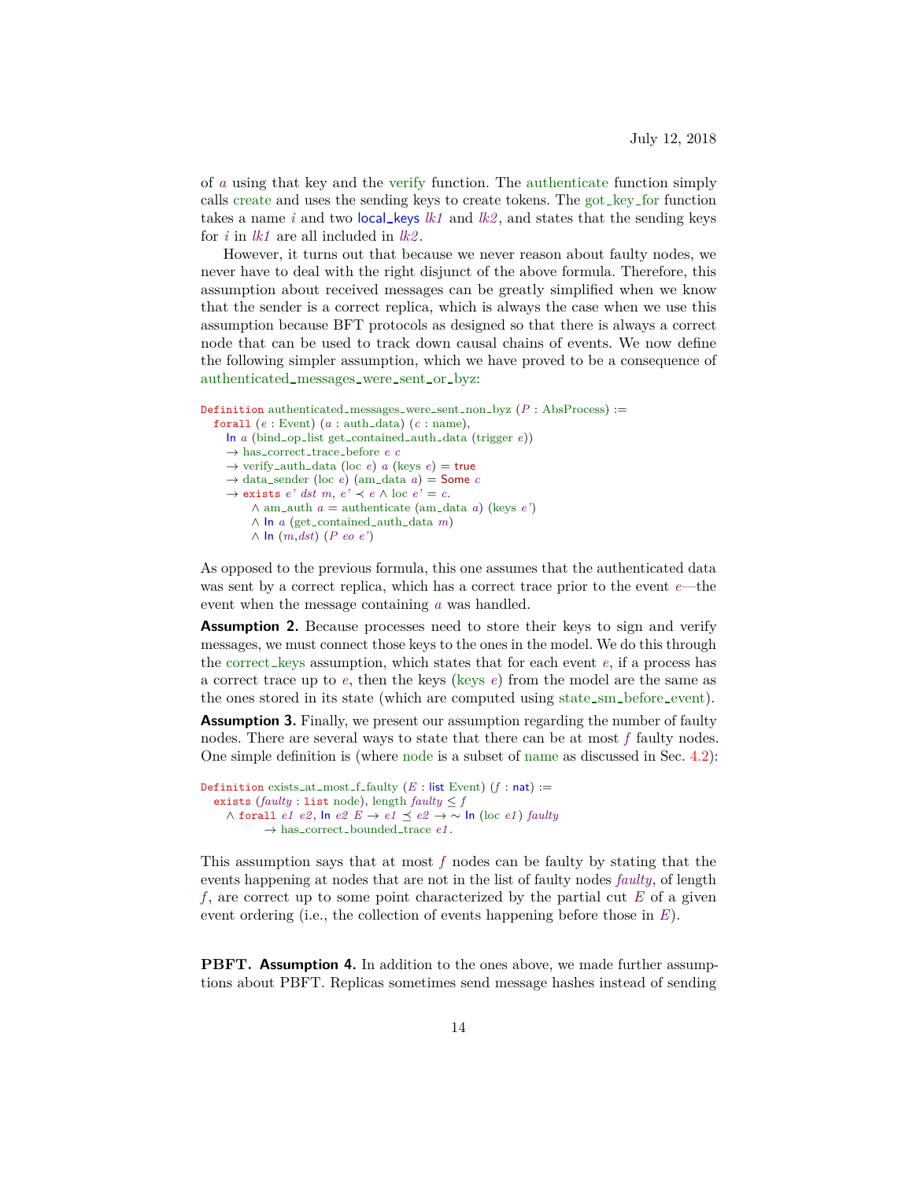of *a* using that key and the verify function. The authenticate function simply calls create and uses the sending keys to create tokens. The got_key_for function takes a name *i* and two local_keys *lk1* and *lk2*, and states that the sending keys for *i* in *lk1* are all included in *lk2*.

However, it turns out that because we never reason about faulty nodes, we never have to deal with the right disjunct of the above formula. Therefore, this assumption about received messages can be greatly simplified when we know that the sender is a correct replica, which is always the case when we use this assumption because BFT protocols as designed so that there is always a correct node that can be used to track down causal chains of events. We now define the following simpler assumption, which we have proved to be a consequence of authenticated_messages_were_sent_or_byz:

```
Definition authenticated_messages_were_sent_non_byz (P : AbsProcess) :=
  forall (e : Event) (a : auth_data) (c : name),
    In a (bind_op_list get_contained_auth_data (trigger e))
    → has_correct_trace_before e c
    → verify_auth_data (loc e) a (keys e) = true
    → data_sender (loc e) (am_data a) = Some c
    → exists e' dst m, e' ≺ e ∧ loc e' = c.
        ∧ am_auth a = authenticate (am_data a) (keys e')
        ∧ In a (get_contained_auth_data m)
        ∧ In (m,dst) (P eo e')
```

As opposed to the previous formula, this one assumes that the authenticated data was sent by a correct replica, which has a correct trace prior to the event *e*—the event when the message containing *a* was handled.

**Assumption 2.** Because processes need to store their keys to sign and verify messages, we must connect those keys to the ones in the model. We do this through the correct_keys assumption, which states that for each event *e*, if a process has a correct trace up to *e*, then the keys (keys *e*) from the model are the same as the ones stored in its state (which are computed using state_sm_before_event).

**Assumption 3.** Finally, we present our assumption regarding the number of faulty nodes. There are several ways to state that there can be at most *f* faulty nodes. One simple definition is (where node is a subset of name as discussed in Sec. 4.2):

```
Definition exists_at_most_f_faulty (E : list Event) (f : nat) :=
  exists (faulty : list node), length faulty ≤ f
    ∧ forall e1 e2, In e2 E → e1 ⪯ e2 → ~ In (loc e1) faulty
         → has_correct_bounded_trace e1.
```

This assumption says that at most *f* nodes can be faulty by stating that the events happening at nodes that are not in the list of faulty nodes *faulty*, of length *f*, are correct up to some point characterized by the partial cut *E* of a given event ordering (i.e., the collection of events happening before those in *E*).

**PBFT. Assumption 4.** In addition to the ones above, we made further assumptions about PBFT. Replicas sometimes send message hashes instead of sending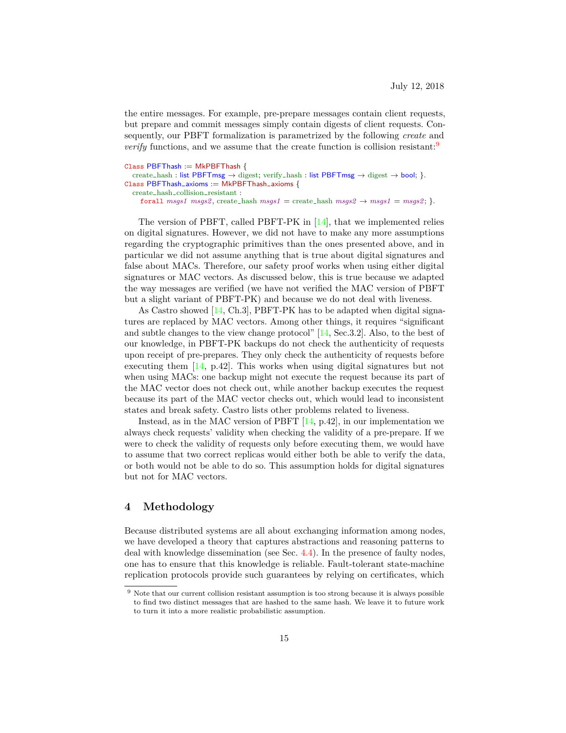the entire messages. For example, pre-prepare messages contain client requests, but prepare and commit messages simply contain digests of client requests. Consequently, our PBFT formalization is parametrized by the following *create* and *verify* functions, and we assume that the create function is collision resistant:[9]

```
Class PBFThash := MkPBFThash {
  create_hash : list PBFTmsg → digest; verify_hash : list PBFTmsg → digest → bool; }.
Class PBFThash_axioms := MkPBFThash_axioms {
  create_hash_collision_resistant :
    forall msgs1 msgs2, create_hash msgs1 = create_hash msgs2 → msgs1 = msgs2; }.
```

The version of PBFT, called PBFT-PK in [14], that we implemented relies on digital signatures. However, we did not have to make any more assumptions regarding the cryptographic primitives than the ones presented above, and in particular we did not assume anything that is true about digital signatures and false about MACs. Therefore, our safety proof works when using either digital signatures or MAC vectors. As discussed below, this is true because we adapted the way messages are verified (we have not verified the MAC version of PBFT but a slight variant of PBFT-PK) and because we do not deal with liveness.

As Castro showed [14, Ch.3], PBFT-PK has to be adapted when digital signatures are replaced by MAC vectors. Among other things, it requires "significant and subtle changes to the view change protocol" [14, Sec.3.2]. Also, to the best of our knowledge, in PBFT-PK backups do not check the authenticity of requests upon receipt of pre-prepares. They only check the authenticity of requests before executing them [14, p.42]. This works when using digital signatures but not when using MACs: one backup might not execute the request because its part of the MAC vector does not check out, while another backup executes the request because its part of the MAC vector checks out, which would lead to inconsistent states and break safety. Castro lists other problems related to liveness.

Instead, as in the MAC version of PBFT [14, p.42], in our implementation we always check requests' validity when checking the validity of a pre-prepare. If we were to check the validity of requests only before executing them, we would have to assume that two correct replicas would either both be able to verify the data, or both would not be able to do so. This assumption holds for digital signatures but not for MAC vectors.

## 4 Methodology

Because distributed systems are all about exchanging information among nodes, we have developed a theory that captures abstractions and reasoning patterns to deal with knowledge dissemination (see Sec. 4.4). In the presence of faulty nodes, one has to ensure that this knowledge is reliable. Fault-tolerant state-machine replication protocols provide such guarantees by relying on certificates, which

[9] Note that our current collision resistant assumption is too strong because it is always possible to find two distinct messages that are hashed to the same hash. We leave it to future work to turn it into a more realistic probabilistic assumption.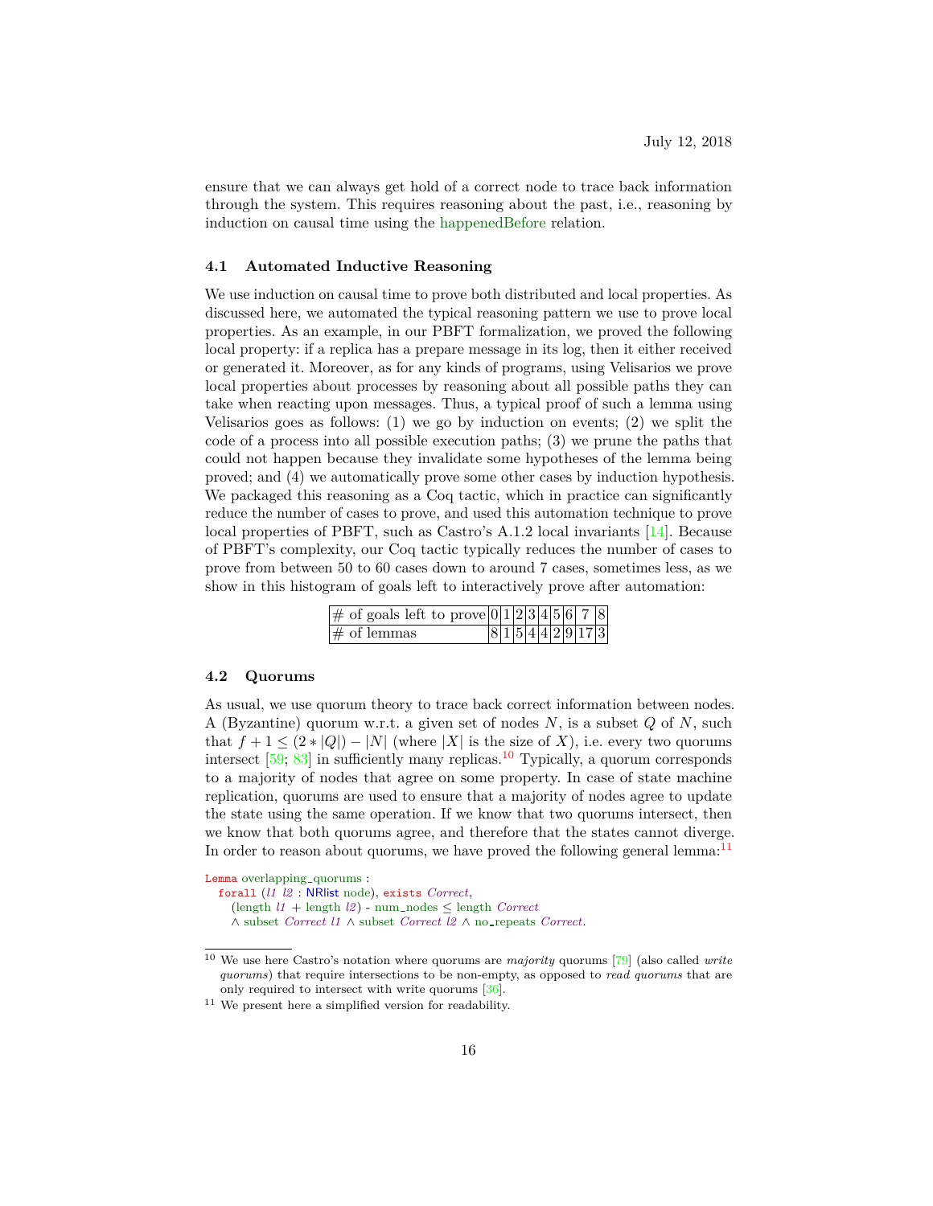ensure that we can always get hold of a correct node to trace back information through the system. This requires reasoning about the past, i.e., reasoning by induction on causal time using the happenedBefore relation.

### 4.1 Automated Inductive Reasoning

We use induction on causal time to prove both distributed and local properties. As discussed here, we automated the typical reasoning pattern we use to prove local properties. As an example, in our PBFT formalization, we proved the following local property: if a replica has a prepare message in its log, then it either received or generated it. Moreover, as for any kinds of programs, using Velisarios we prove local properties about processes by reasoning about all possible paths they can take when reacting upon messages. Thus, a typical proof of such a lemma using Velisarios goes as follows: (1) we go by induction on events; (2) we split the code of a process into all possible execution paths; (3) we prune the paths that could not happen because they invalidate some hypotheses of the lemma being proved; and (4) we automatically prove some other cases by induction hypothesis. We packaged this reasoning as a Coq tactic, which in practice can significantly reduce the number of cases to prove, and used this automation technique to prove local properties of PBFT, such as Castro's A.1.2 local invariants [14]. Because of PBFT's complexity, our Coq tactic typically reduces the number of cases to prove from between 50 to 60 cases down to around 7 cases, sometimes less, as we show in this histogram of goals left to interactively prove after automation:

| # of goals left to prove | 0 | 1 | 2 | 3 | 4 | 5 | 6 | 7 | 8 |
|---|---|---|---|---|---|---|---|---|---|
| # of lemmas | 8 | 1 | 5 | 4 | 4 | 2 | 9 | 17 | 3 |

### 4.2 Quorums

As usual, we use quorum theory to trace back correct information between nodes. A (Byzantine) quorum w.r.t. a given set of nodes $N$, is a subset $Q$ of $N$, such that $f + 1 \leq (2 * |Q|) - |N|$ (where $|X|$ is the size of $X$), i.e. every two quorums intersect [59; 83] in sufficiently many replicas.[10] Typically, a quorum corresponds to a majority of nodes that agree on some property. In case of state machine replication, quorums are used to ensure that a majority of nodes agree to update the state using the same operation. If we know that two quorums intersect, then we know that both quorums agree, and therefore that the states cannot diverge. In order to reason about quorums, we have proved the following general lemma:[11]

```
Lemma overlapping_quorums :
  forall (l1 l2 : NRlist node), exists Correct,
    (length l1 + length l2) - num_nodes ≤ length Correct
    ∧ subset Correct l1 ∧ subset Correct l2 ∧ no_repeats Correct.
```

[10] We use here Castro's notation where quorums are *majority* quorums [79] (also called *write quorums*) that require intersections to be non-empty, as opposed to *read quorums* that are only required to intersect with write quorums [36].

[11] We present here a simplified version for readability.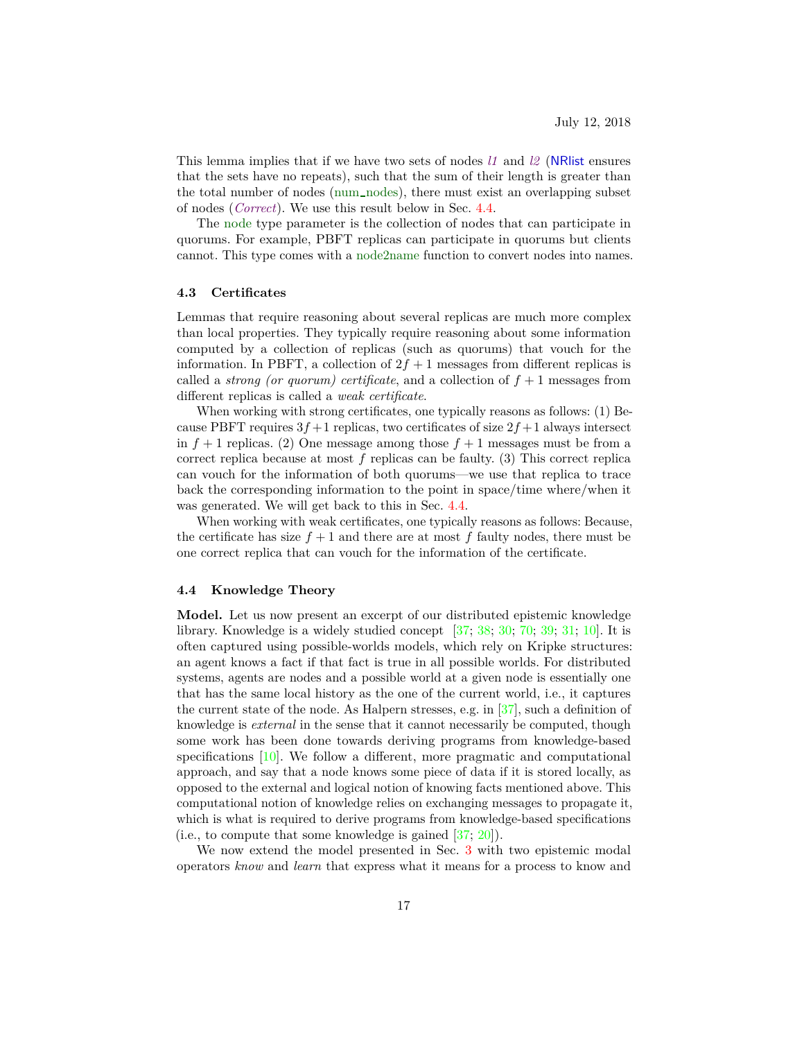This lemma implies that if we have two sets of nodes *l1* and *l2* (NRlist ensures that the sets have no repeats), such that the sum of their length is greater than the total number of nodes (num_nodes), there must exist an overlapping subset of nodes (*Correct*). We use this result below in Sec. 4.4.

The node type parameter is the collection of nodes that can participate in quorums. For example, PBFT replicas can participate in quorums but clients cannot. This type comes with a node2name function to convert nodes into names.

### 4.3 Certificates

Lemmas that require reasoning about several replicas are much more complex than local properties. They typically require reasoning about some information computed by a collection of replicas (such as quorums) that vouch for the information. In PBFT, a collection of $2f+1$ messages from different replicas is called a *strong (or quorum) certificate*, and a collection of $f+1$ messages from different replicas is called a *weak certificate*.

When working with strong certificates, one typically reasons as follows: (1) Because PBFT requires $3f+1$ replicas, two certificates of size $2f+1$ always intersect in $f+1$ replicas. (2) One message among those $f+1$ messages must be from a correct replica because at most $f$ replicas can be faulty. (3) This correct replica can vouch for the information of both quorums—we use that replica to trace back the corresponding information to the point in space/time where/when it was generated. We will get back to this in Sec. 4.4.

When working with weak certificates, one typically reasons as follows: Because, the certificate has size $f+1$ and there are at most $f$ faulty nodes, there must be one correct replica that can vouch for the information of the certificate.

### 4.4 Knowledge Theory

**Model.** Let us now present an excerpt of our distributed epistemic knowledge library. Knowledge is a widely studied concept [37; 38; 30; 70; 39; 31; 10]. It is often captured using possible-worlds models, which rely on Kripke structures: an agent knows a fact if that fact is true in all possible worlds. For distributed systems, agents are nodes and a possible world at a given node is essentially one that has the same local history as the one of the current world, i.e., it captures the current state of the node. As Halpern stresses, e.g. in [37], such a definition of knowledge is *external* in the sense that it cannot necessarily be computed, though some work has been done towards deriving programs from knowledge-based specifications [10]. We follow a different, more pragmatic and computational approach, and say that a node knows some piece of data if it is stored locally, as opposed to the external and logical notion of knowing facts mentioned above. This computational notion of knowledge relies on exchanging messages to propagate it, which is what is required to derive programs from knowledge-based specifications (i.e., to compute that some knowledge is gained [37; 20]).

We now extend the model presented in Sec. 3 with two epistemic modal operators *know* and *learn* that express what it means for a process to know and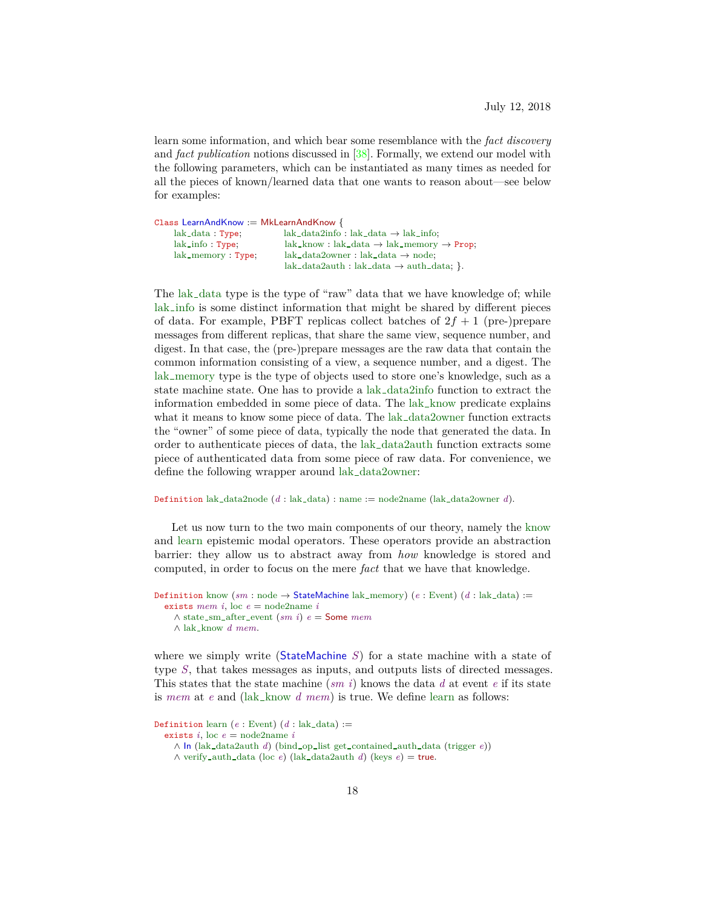learn some information, and which bear some resemblance with the *fact discovery* and *fact publication* notions discussed in [38]. Formally, we extend our model with the following parameters, which can be instantiated as many times as needed for all the pieces of known/learned data that one wants to reason about—see below for examples:

```
Class LearnAndKnow := MkLearnAndKnow {
    lak_data : Type;          lak_data2info : lak_data → lak_info;
    lak_info : Type;          lak_know : lak_data → lak_memory → Prop;
    lak_memory : Type;        lak_data2owner : lak_data → node;
                              lak_data2auth : lak_data → auth_data; }.
```

The lak_data type is the type of "raw" data that we have knowledge of; while lak_info is some distinct information that might be shared by different pieces of data. For example, PBFT replicas collect batches of $2f + 1$ (pre-)prepare messages from different replicas, that share the same view, sequence number, and digest. In that case, the (pre-)prepare messages are the raw data that contain the common information consisting of a view, a sequence number, and a digest. The lak_memory type is the type of objects used to store one's knowledge, such as a state machine state. One has to provide a lak_data2info function to extract the information embedded in some piece of data. The lak_know predicate explains what it means to know some piece of data. The lak_data2owner function extracts the "owner" of some piece of data, typically the node that generated the data. In order to authenticate pieces of data, the lak_data2auth function extracts some piece of authenticated data from some piece of raw data. For convenience, we define the following wrapper around lak_data2owner:

```
Definition lak_data2node (d : lak_data) : name := node2name (lak_data2owner d).
```

Let us now turn to the two main components of our theory, namely the know and learn epistemic modal operators. These operators provide an abstraction barrier: they allow us to abstract away from *how* knowledge is stored and computed, in order to focus on the mere *fact* that we have that knowledge.

```
Definition know (sm : node → StateMachine lak_memory) (e : Event) (d : lak_data) :=
  exists mem i, loc e = node2name i
    ∧ state_sm_after_event (sm i) e = Some mem
    ∧ lak_know d mem.
```

where we simply write (StateMachine $S$) for a state machine with a state of type $S$, that takes messages as inputs, and outputs lists of directed messages. This states that the state machine ($sm$ $i$) knows the data $d$ at event $e$ if its state is $mem$ at $e$ and (lak_know $d$ $mem$) is true. We define learn as follows:

```
Definition learn (e : Event) (d : lak_data) :=
  exists i, loc e = node2name i
    ∧ In (lak_data2auth d) (bind_op_list get_contained_auth_data (trigger e))
    ∧ verify_auth_data (loc e) (lak_data2auth d) (keys e) = true.
```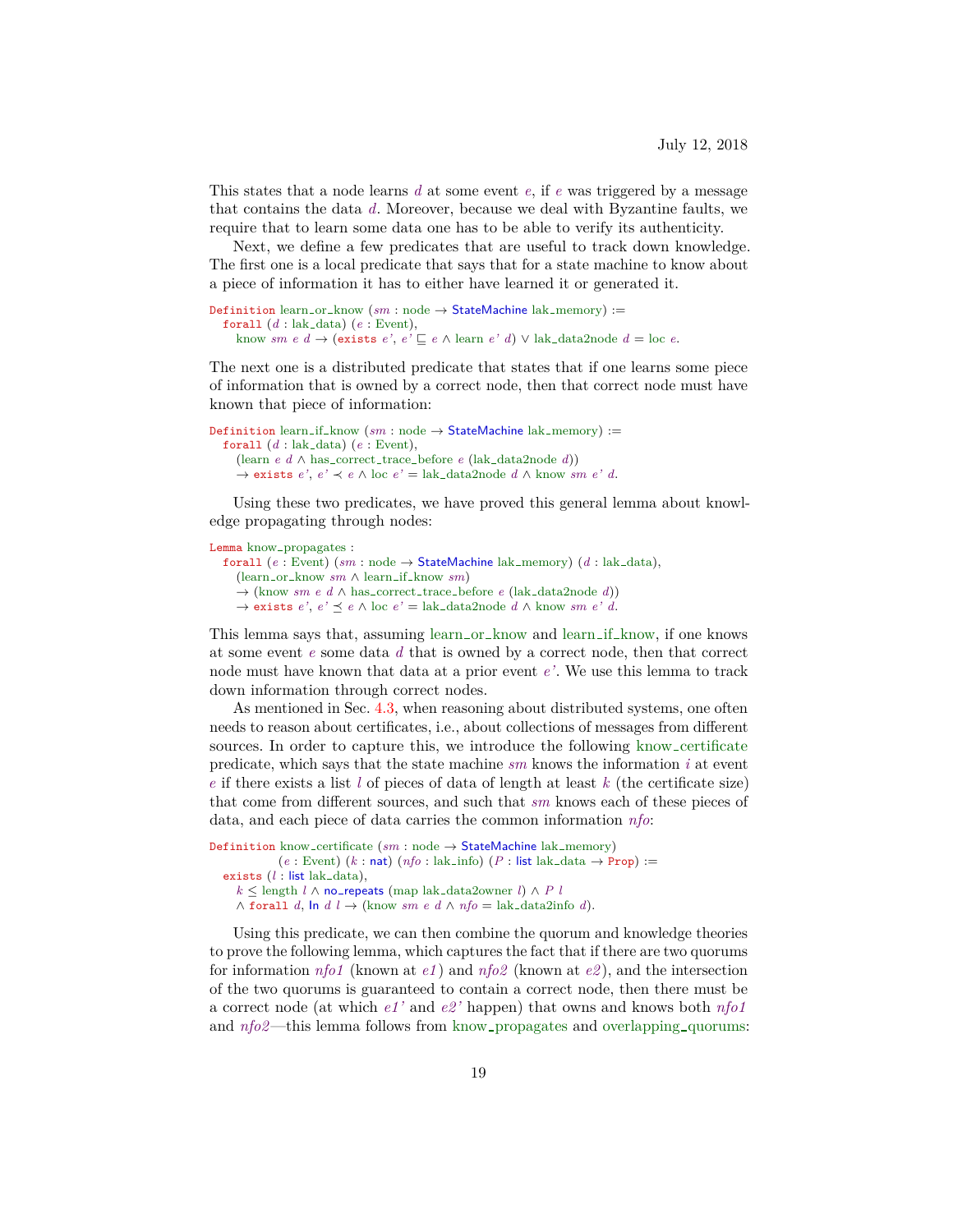This states that a node learns *d* at some event *e*, if *e* was triggered by a message that contains the data *d*. Moreover, because we deal with Byzantine faults, we require that to learn some data one has to be able to verify its authenticity.

Next, we define a few predicates that are useful to track down knowledge. The first one is a local predicate that says that for a state machine to know about a piece of information it has to either have learned it or generated it.

```
Definition learn_or_know (sm : node → StateMachine lak_memory) :=
  forall (d : lak_data) (e : Event),
    know sm e d → (exists e', e' ⊑ e ∧ learn e' d) ∨ lak_data2node d = loc e.
```

The next one is a distributed predicate that states that if one learns some piece of information that is owned by a correct node, then that correct node must have known that piece of information:

```
Definition learn_if_know (sm : node → StateMachine lak_memory) :=
  forall (d : lak_data) (e : Event),
    (learn e d ∧ has_correct_trace_before e (lak_data2node d))
    → exists e', e' ≺ e ∧ loc e' = lak_data2node d ∧ know sm e' d.
```

Using these two predicates, we have proved this general lemma about knowledge propagating through nodes:

```
Lemma know_propagates :
  forall (e : Event) (sm : node → StateMachine lak_memory) (d : lak_data),
    (learn_or_know sm ∧ learn_if_know sm)
    → (know sm e d ∧ has_correct_trace_before e (lak_data2node d))
    → exists e', e' ≼ e ∧ loc e' = lak_data2node d ∧ know sm e' d.
```

This lemma says that, assuming learn_or_know and learn_if_know, if one knows at some event *e* some data *d* that is owned by a correct node, then that correct node must have known that data at a prior event *e'*. We use this lemma to track down information through correct nodes.

As mentioned in Sec. 4.3, when reasoning about distributed systems, one often needs to reason about certificates, i.e., about collections of messages from different sources. In order to capture this, we introduce the following know_certificate predicate, which says that the state machine *sm* knows the information *i* at event *e* if there exists a list *l* of pieces of data of length at least *k* (the certificate size) that come from different sources, and such that *sm* knows each of these pieces of data, and each piece of data carries the common information *nfo*:

```
Definition know_certificate (sm : node → StateMachine lak_memory)
           (e : Event) (k : nat) (nfo : lak_info) (P : list lak_data → Prop) :=
  exists (l : list lak_data),
    k ≤ length l ∧ no_repeats (map lak_data2owner l) ∧ P l
    ∧ forall d, In d l → (know sm e d ∧ nfo = lak_data2info d).
```

Using this predicate, we can then combine the quorum and knowledge theories to prove the following lemma, which captures the fact that if there are two quorums for information *nfo1* (known at *e1*) and *nfo2* (known at *e2*), and the intersection of the two quorums is guaranteed to contain a correct node, then there must be a correct node (at which *e1'* and *e2'* happen) that owns and knows both *nfo1* and *nfo2*—this lemma follows from know_propagates and overlapping_quorums: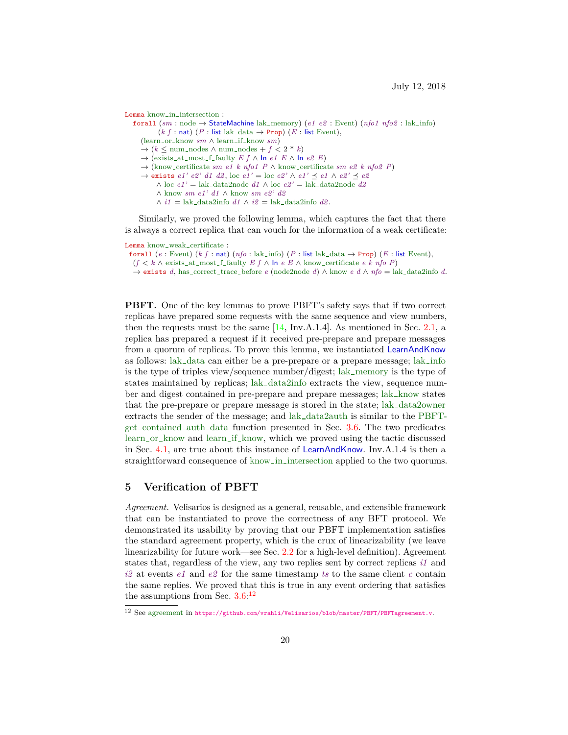```
Lemma know_in_intersection :
  forall (sm : node → StateMachine lak_memory) (e1 e2 : Event) (nfo1 nfo2 : lak_info)
         (k f : nat) (P : list lak_data → Prop) (E : list Event),
    (learn_or_know sm ∧ learn_if_know sm)
    → (k ≤ num_nodes ∧ num_nodes + f < 2 * k)
    → (exists_at_most_f_faulty E f ∧ In e1 E ∧ In e2 E)
    → (know_certificate sm e1 k nfo1 P ∧ know_certificate sm e2 k nfo2 P)
    → exists e1' e2' d1 d2, loc e1' = loc e2' ∧ e1' ⪯ e1 ∧ e2' ⪯ e2
        ∧ loc e1' = lak_data2node d1 ∧ loc e2' = lak_data2node d2
        ∧ know sm e1' d1 ∧ know sm e2' d2
        ∧ i1 = lak_data2info d1 ∧ i2 = lak_data2info d2.
```

Similarly, we proved the following lemma, which captures the fact that there is always a correct replica that can vouch for the information of a weak certificate:

```
Lemma know_weak_certificate :
 forall (e : Event) (k f : nat) (nfo : lak_info) (P : list lak_data → Prop) (E : list Event),
  (f < k ∧ exists_at_most_f_faulty E f ∧ In e E ∧ know_certificate e k nfo P)
  → exists d, has_correct_trace_before e (node2node d) ∧ know e d ∧ nfo = lak_data2info d.
```

**PBFT.** One of the key lemmas to prove PBFT's safety says that if two correct replicas have prepared some requests with the same sequence and view numbers, then the requests must be the same [14, Inv.A.1.4]. As mentioned in Sec. 2.1, a replica has prepared a request if it received pre-prepare and prepare messages from a quorum of replicas. To prove this lemma, we instantiated LearnAndKnow as follows: lak_data can either be a pre-prepare or a prepare message; lak_info is the type of triples view/sequence number/digest; lak_memory is the type of states maintained by replicas; lak_data2info extracts the view, sequence number and digest contained in pre-prepare and prepare messages; lak_know states that the pre-prepare or prepare message is stored in the state; lak_data2owner extracts the sender of the message; and lak_data2auth is similar to the PBFT-get_contained_auth_data function presented in Sec. 3.6. The two predicates learn_or_know and learn_if_know, which we proved using the tactic discussed in Sec. 4.1, are true about this instance of LearnAndKnow. Inv.A.1.4 is then a straightforward consequence of know_in_intersection applied to the two quorums.

## 5 Verification of PBFT

*Agreement.* Velisarios is designed as a general, reusable, and extensible framework that can be instantiated to prove the correctness of any BFT protocol. We demonstrated its usability by proving that our PBFT implementation satisfies the standard agreement property, which is the crux of linearizability (we leave linearizability for future work—see Sec. 2.2 for a high-level definition). Agreement states that, regardless of the view, any two replies sent by correct replicas *i1* and *i2* at events *e1* and *e2* for the same timestamp *ts* to the same client *c* contain the same replies. We proved that this is true in any event ordering that satisfies the assumptions from Sec. 3.6:[12]

[12] See agreement in https://github.com/vrahli/Velisarios/blob/master/PBFT/PBFTagreement.v.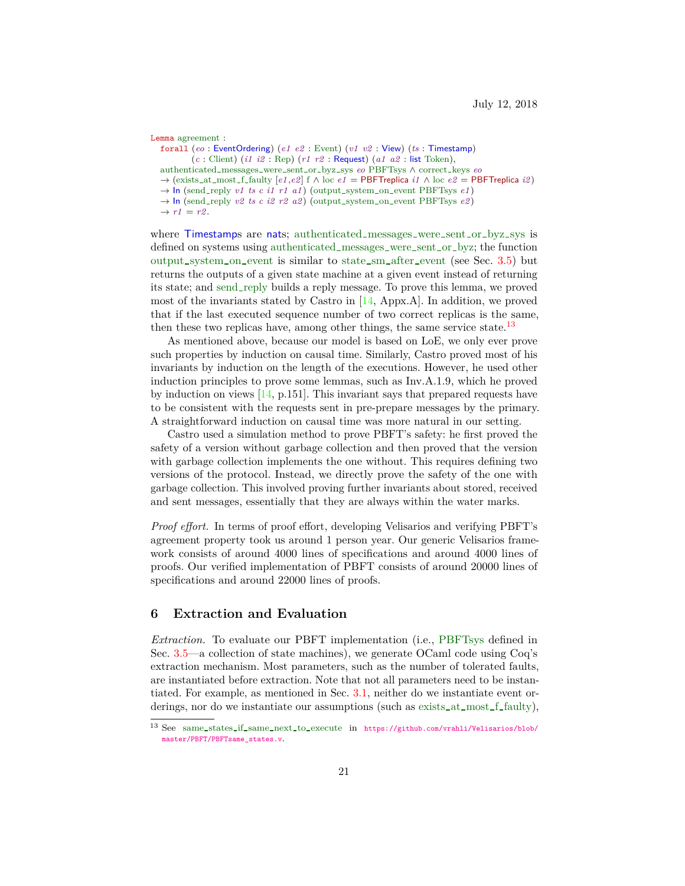```
Lemma agreement :
  forall (eo : EventOrdering) (e1 e2 : Event) (v1 v2 : View) (ts : Timestamp)
         (c : Client) (i1 i2 : Rep) (r1 r2 : Request) (a1 a2 : list Token),
  authenticated_messages_were_sent_or_byz_sys eo PBFTsys ∧ correct_keys eo
  → (exists_at_most_f_faulty [e1,e2] f ∧ loc e1 = PBFTreplica i1 ∧ loc e2 = PBFTreplica i2)
  → In (send_reply v1 ts c i1 r1 a1) (output_system_on_event PBFTsys e1)
  → In (send_reply v2 ts c i2 r2 a2) (output_system_on_event PBFTsys e2)
  → r1 = r2.
```

where Timestamps are nats; authenticated_messages_were_sent_or_byz_sys is defined on systems using authenticated_messages_were_sent_or_byz; the function output_system_on_event is similar to state_sm_after_event (see Sec. 3.5) but returns the outputs of a given state machine at a given event instead of returning its state; and send_reply builds a reply message. To prove this lemma, we proved most of the invariants stated by Castro in [14, Appx.A]. In addition, we proved that if the last executed sequence number of two correct replicas is the same, then these two replicas have, among other things, the same service state.[13]

As mentioned above, because our model is based on LoE, we only ever prove such properties by induction on causal time. Similarly, Castro proved most of his invariants by induction on the length of the executions. However, he used other induction principles to prove some lemmas, such as Inv.A.1.9, which he proved by induction on views [14, p.151]. This invariant says that prepared requests have to be consistent with the requests sent in pre-prepare messages by the primary. A straightforward induction on causal time was more natural in our setting.

Castro used a simulation method to prove PBFT's safety: he first proved the safety of a version without garbage collection and then proved that the version with garbage collection implements the one without. This requires defining two versions of the protocol. Instead, we directly prove the safety of the one with garbage collection. This involved proving further invariants about stored, received and sent messages, essentially that they are always within the water marks.

*Proof effort.* In terms of proof effort, developing Velisarios and verifying PBFT's agreement property took us around 1 person year. Our generic Velisarios framework consists of around 4000 lines of specifications and around 4000 lines of proofs. Our verified implementation of PBFT consists of around 20000 lines of specifications and around 22000 lines of proofs.

## 6 Extraction and Evaluation

*Extraction.* To evaluate our PBFT implementation (i.e., PBFTsys defined in Sec. 3.5—a collection of state machines), we generate OCaml code using Coq's extraction mechanism. Most parameters, such as the number of tolerated faults, are instantiated before extraction. Note that not all parameters need to be instantiated. For example, as mentioned in Sec. 3.1, neither do we instantiate event orderings, nor do we instantiate our assumptions (such as exists_at_most_f_faulty),

---

[13] See same_states_if_same_next_to_execute in https://github.com/vrahli/Velisarios/blob/master/PBFT/PBFTsame_states.v.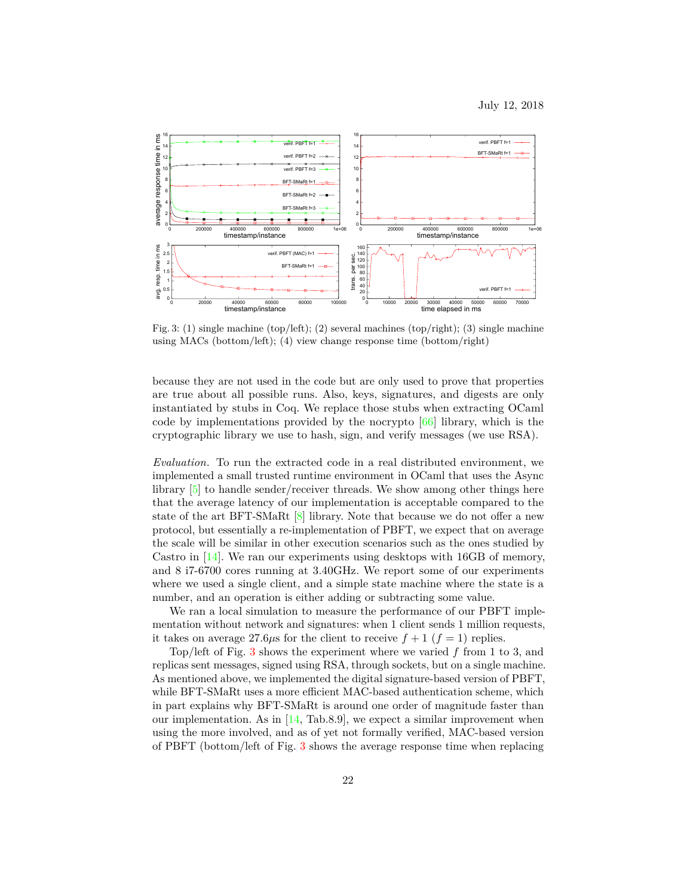Fig. 3: (1) single machine (top/left); (2) several machines (top/right); (3) single machine using MACs (bottom/left); (4) view change response time (bottom/right)

because they are not used in the code but are only used to prove that properties are true about all possible runs. Also, keys, signatures, and digests are only instantiated by stubs in Coq. We replace those stubs when extracting OCaml code by implementations provided by the nocrypto [66] library, which is the cryptographic library we use to hash, sign, and verify messages (we use RSA).

*Evaluation.* To run the extracted code in a real distributed environment, we implemented a small trusted runtime environment in OCaml that uses the Async library [5] to handle sender/receiver threads. We show among other things here that the average latency of our implementation is acceptable compared to the state of the art BFT-SMaRt [8] library. Note that because we do not offer a new protocol, but essentially a re-implementation of PBFT, we expect that on average the scale will be similar in other execution scenarios such as the ones studied by Castro in [14]. We ran our experiments using desktops with 16GB of memory, and 8 i7-6700 cores running at 3.40GHz. We report some of our experiments where we used a single client, and a simple state machine where the state is a number, and an operation is either adding or subtracting some value.

We ran a local simulation to measure the performance of our PBFT implementation without network and signatures: when 1 client sends 1 million requests, it takes on average 27.6$\mu$s for the client to receive $f + 1$ ($f = 1$) replies.

Top/left of Fig. 3 shows the experiment where we varied $f$ from 1 to 3, and replicas sent messages, signed using RSA, through sockets, but on a single machine. As mentioned above, we implemented the digital signature-based version of PBFT, while BFT-SMaRt uses a more efficient MAC-based authentication scheme, which in part explains why BFT-SMaRt is around one order of magnitude faster than our implementation. As in [14, Tab.8.9], we expect a similar improvement when using the more involved, and as of yet not formally verified, MAC-based version of PBFT (bottom/left of Fig. 3 shows the average response time when replacing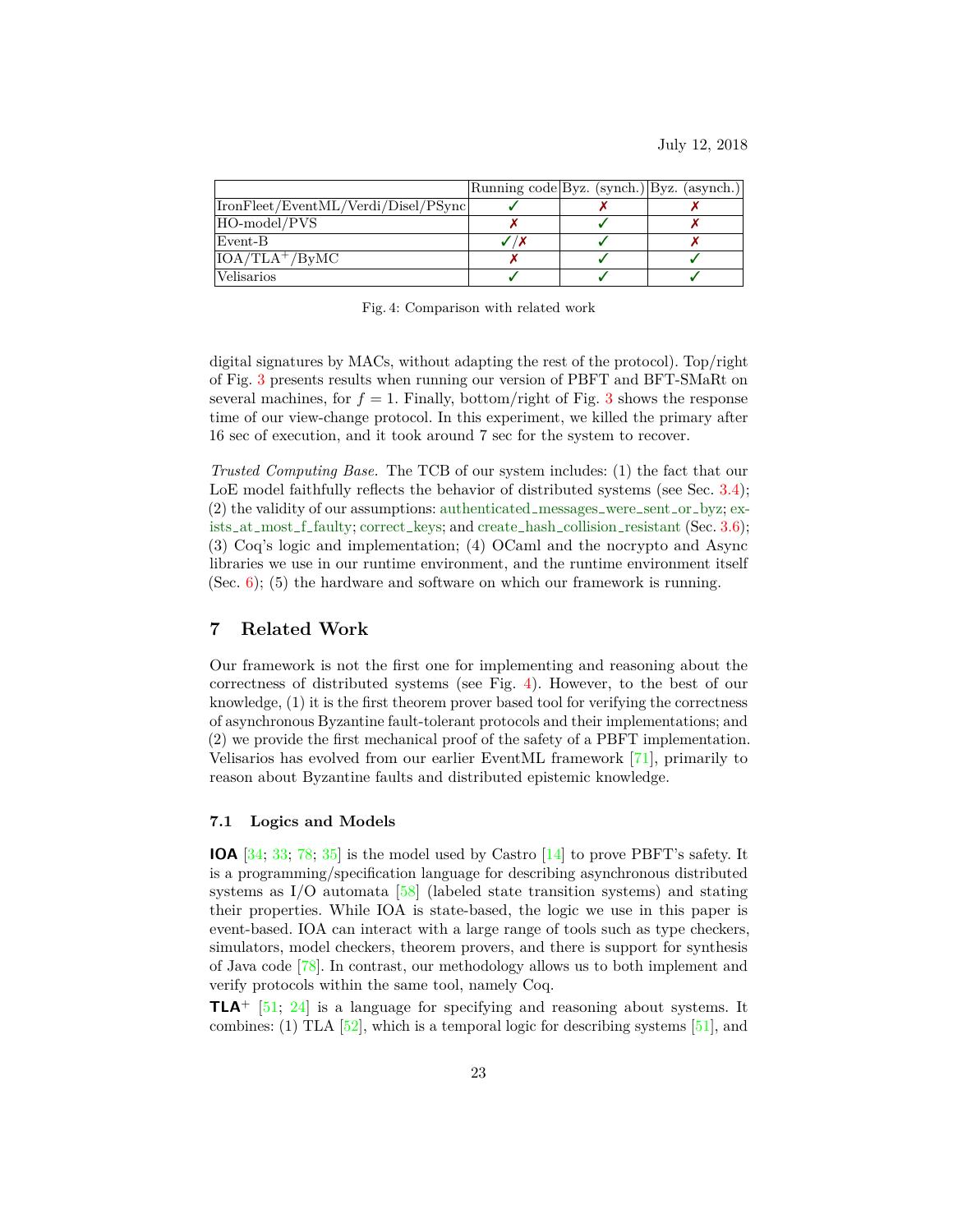| | Running code | Byz. (synch.) | Byz. (asynch.) |
|---|---|---|---|
| IronFleet/EventML/Verdi/Disel/PSync | ✓ | ✗ | ✗ |
| HO-model/PVS | ✗ | ✓ | ✗ |
| Event-B | ✓/✗ | ✓ | ✗ |
| IOA/TLA$^+$/ByMC | ✗ | ✓ | ✓ |
| Velisarios | ✓ | ✓ | ✓ |

Fig. 4: Comparison with related work

digital signatures by MACs, without adapting the rest of the protocol). Top/right of Fig. 3 presents results when running our version of PBFT and BFT-SMaRt on several machines, for $f = 1$. Finally, bottom/right of Fig. 3 shows the response time of our view-change protocol. In this experiment, we killed the primary after 16 sec of execution, and it took around 7 sec for the system to recover.

*Trusted Computing Base.* The TCB of our system includes: (1) the fact that our LoE model faithfully reflects the behavior of distributed systems (see Sec. 3.4); (2) the validity of our assumptions: authenticated_messages_were_sent_or_byz; exists_at_most_f_faulty; correct_keys; and create_hash_collision_resistant (Sec. 3.6); (3) Coq's logic and implementation; (4) OCaml and the nocrypto and Async libraries we use in our runtime environment, and the runtime environment itself (Sec. 6); (5) the hardware and software on which our framework is running.

## 7 Related Work

Our framework is not the first one for implementing and reasoning about the correctness of distributed systems (see Fig. 4). However, to the best of our knowledge, (1) it is the first theorem prover based tool for verifying the correctness of asynchronous Byzantine fault-tolerant protocols and their implementations; and (2) we provide the first mechanical proof of the safety of a PBFT implementation. Velisarios has evolved from our earlier EventML framework [71], primarily to reason about Byzantine faults and distributed epistemic knowledge.

### 7.1 Logics and Models

**IOA** [34; 33; 78; 35] is the model used by Castro [14] to prove PBFT's safety. It is a programming/specification language for describing asynchronous distributed systems as I/O automata [58] (labeled state transition systems) and stating their properties. While IOA is state-based, the logic we use in this paper is event-based. IOA can interact with a large range of tools such as type checkers, simulators, model checkers, theorem provers, and there is support for synthesis of Java code [78]. In contrast, our methodology allows us to both implement and verify protocols within the same tool, namely Coq.

**TLA$^+$** [51; 24] is a language for specifying and reasoning about systems. It combines: (1) TLA [52], which is a temporal logic for describing systems [51], and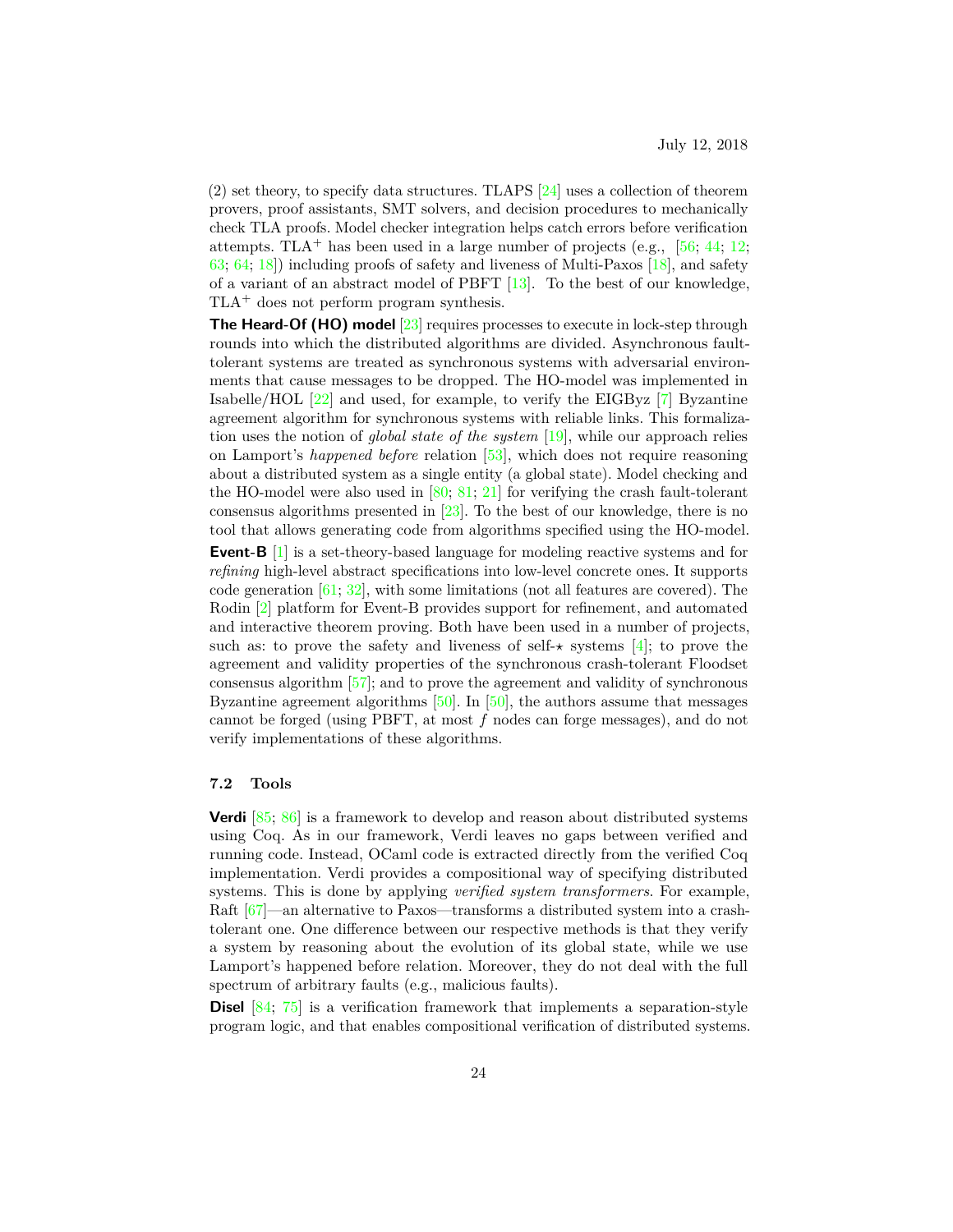(2) set theory, to specify data structures. TLAPS [24] uses a collection of theorem provers, proof assistants, SMT solvers, and decision procedures to mechanically check TLA proofs. Model checker integration helps catch errors before verification attempts. TLA$^+$ has been used in a large number of projects (e.g., [56; 44; 12; 63; 64; 18]) including proofs of safety and liveness of Multi-Paxos [18], and safety of a variant of an abstract model of PBFT [13]. To the best of our knowledge, TLA$^+$ does not perform program synthesis.

**The Heard-Of (HO) model** [23] requires processes to execute in lock-step through rounds into which the distributed algorithms are divided. Asynchronous fault-tolerant systems are treated as synchronous systems with adversarial environments that cause messages to be dropped. The HO-model was implemented in Isabelle/HOL [22] and used, for example, to verify the EIGByz [7] Byzantine agreement algorithm for synchronous systems with reliable links. This formalization uses the notion of *global state of the system* [19], while our approach relies on Lamport's *happened before* relation [53], which does not require reasoning about a distributed system as a single entity (a global state). Model checking and the HO-model were also used in [80; 81; 21] for verifying the crash fault-tolerant consensus algorithms presented in [23]. To the best of our knowledge, there is no tool that allows generating code from algorithms specified using the HO-model.

**Event-B** [1] is a set-theory-based language for modeling reactive systems and for *refining* high-level abstract specifications into low-level concrete ones. It supports code generation [61; 32], with some limitations (not all features are covered). The Rodin [2] platform for Event-B provides support for refinement, and automated and interactive theorem proving. Both have been used in a number of projects, such as: to prove the safety and liveness of self-$\star$ systems [4]; to prove the agreement and validity properties of the synchronous crash-tolerant Floodset consensus algorithm [57]; and to prove the agreement and validity of synchronous Byzantine agreement algorithms [50]. In [50], the authors assume that messages cannot be forged (using PBFT, at most $f$ nodes can forge messages), and do not verify implementations of these algorithms.

### 7.2 Tools

**Verdi** [85; 86] is a framework to develop and reason about distributed systems using Coq. As in our framework, Verdi leaves no gaps between verified and running code. Instead, OCaml code is extracted directly from the verified Coq implementation. Verdi provides a compositional way of specifying distributed systems. This is done by applying *verified system transformers*. For example, Raft [67]—an alternative to Paxos—transforms a distributed system into a crash-tolerant one. One difference between our respective methods is that they verify a system by reasoning about the evolution of its global state, while we use Lamport's happened before relation. Moreover, they do not deal with the full spectrum of arbitrary faults (e.g., malicious faults).

**Disel** [84; 75] is a verification framework that implements a separation-style program logic, and that enables compositional verification of distributed systems.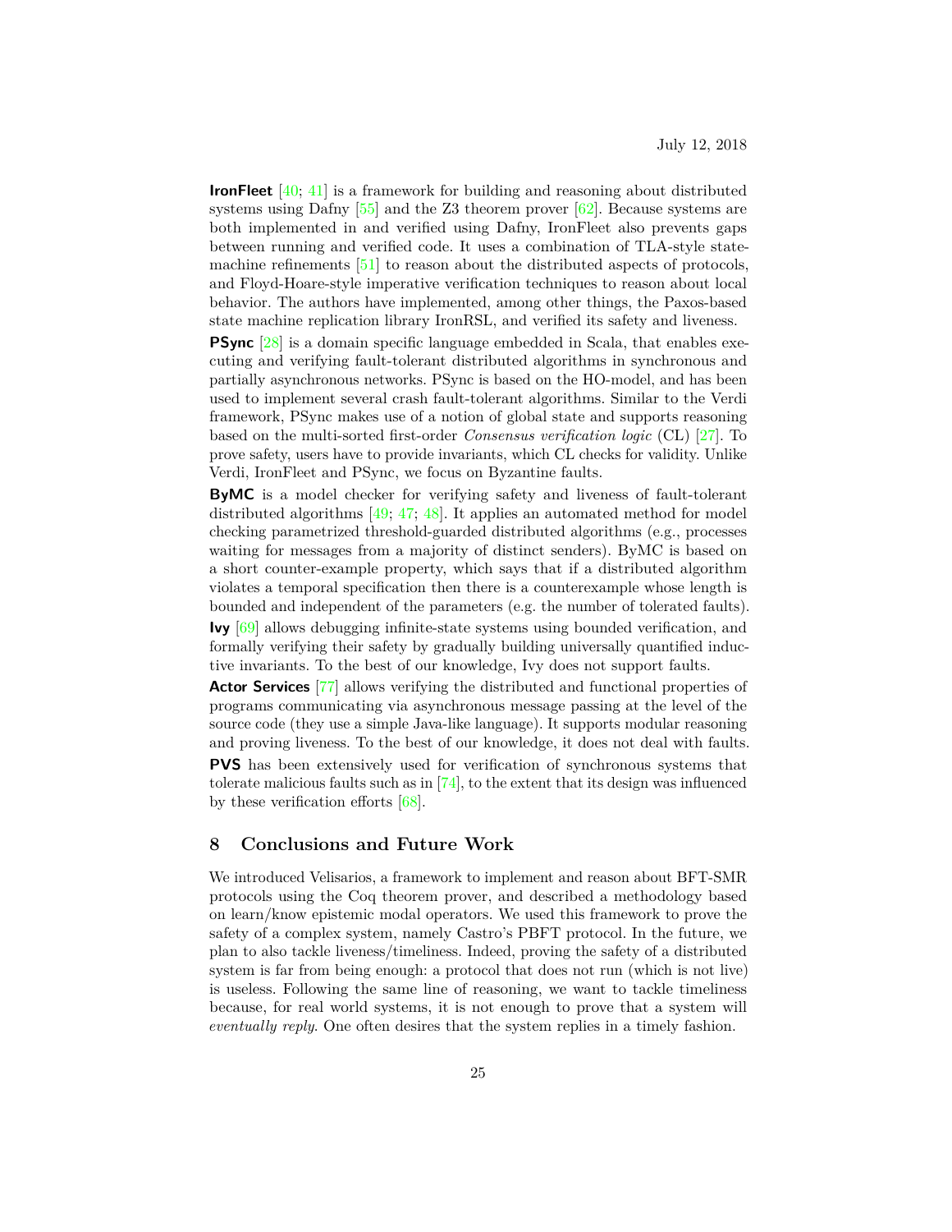**IronFleet** [40; 41] is a framework for building and reasoning about distributed systems using Dafny [55] and the Z3 theorem prover [62]. Because systems are both implemented in and verified using Dafny, IronFleet also prevents gaps between running and verified code. It uses a combination of TLA-style state-machine refinements [51] to reason about the distributed aspects of protocols, and Floyd-Hoare-style imperative verification techniques to reason about local behavior. The authors have implemented, among other things, the Paxos-based state machine replication library IronRSL, and verified its safety and liveness.

**PSync** [28] is a domain specific language embedded in Scala, that enables executing and verifying fault-tolerant distributed algorithms in synchronous and partially asynchronous networks. PSync is based on the HO-model, and has been used to implement several crash fault-tolerant algorithms. Similar to the Verdi framework, PSync makes use of a notion of global state and supports reasoning based on the multi-sorted first-order *Consensus verification logic* (CL) [27]. To prove safety, users have to provide invariants, which CL checks for validity. Unlike Verdi, IronFleet and PSync, we focus on Byzantine faults.

**ByMC** is a model checker for verifying safety and liveness of fault-tolerant distributed algorithms [49; 47; 48]. It applies an automated method for model checking parametrized threshold-guarded distributed algorithms (e.g., processes waiting for messages from a majority of distinct senders). ByMC is based on a short counter-example property, which says that if a distributed algorithm violates a temporal specification then there is a counterexample whose length is bounded and independent of the parameters (e.g. the number of tolerated faults).

**Ivy** [69] allows debugging infinite-state systems using bounded verification, and formally verifying their safety by gradually building universally quantified inductive invariants. To the best of our knowledge, Ivy does not support faults.

**Actor Services** [77] allows verifying the distributed and functional properties of programs communicating via asynchronous message passing at the level of the source code (they use a simple Java-like language). It supports modular reasoning and proving liveness. To the best of our knowledge, it does not deal with faults.

**PVS** has been extensively used for verification of synchronous systems that tolerate malicious faults such as in [74], to the extent that its design was influenced by these verification efforts [68].

## 8 Conclusions and Future Work

We introduced Velisarios, a framework to implement and reason about BFT-SMR protocols using the Coq theorem prover, and described a methodology based on learn/know epistemic modal operators. We used this framework to prove the safety of a complex system, namely Castro's PBFT protocol. In the future, we plan to also tackle liveness/timeliness. Indeed, proving the safety of a distributed system is far from being enough: a protocol that does not run (which is not live) is useless. Following the same line of reasoning, we want to tackle timeliness because, for real world systems, it is not enough to prove that a system will *eventually reply*. One often desires that the system replies in a timely fashion.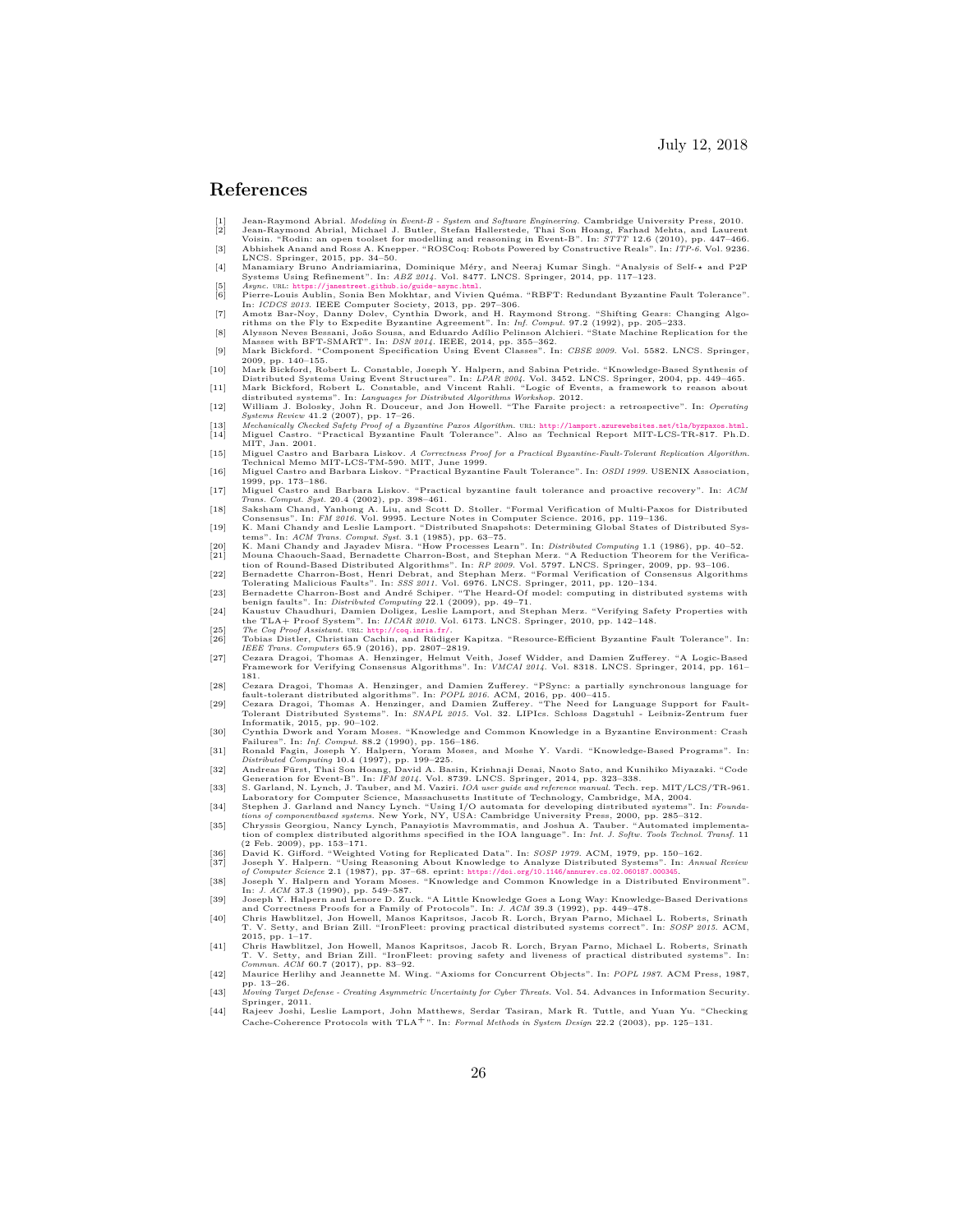# References

[1] Jean-Raymond Abrial. *Modeling in Event-B - System and Software Engineering*. Cambridge University Press, 2010.

[2] Jean-Raymond Abrial, Michael J. Butler, Stefan Hallerstede, Thai Son Hoang, Farhad Mehta, and Laurent Voisin. "Rodin: an open toolset for modelling and reasoning in Event-B". In: *STTT* 12.6 (2010), pp. 447–466.

[3] Abhishek Anand and Ross A. Knepper. "ROSCoq: Robots Powered by Constructive Reals". In: *ITP-6*. Vol. 9236. LNCS. Springer, 2015, pp. 34–50.

[4] Manamiary Bruno Andriamiarina, Dominique Méry, and Neeraj Kumar Singh. "Analysis of Self-⋆ and P2P Systems Using Refinement". In: *ABZ 2014*. Vol. 8477. LNCS. Springer, 2014, pp. 117–123.

[5] *Async*. URL: https://janestreet.github.io/guide-async.html.

[6] Pierre-Louis Aublin, Sonia Ben Mokhtar, and Vivien Quéma. "RBFT: Redundant Byzantine Fault Tolerance". In: *ICDCS 2013*. IEEE Computer Society, 2013, pp. 297–306.

[7] Amotz Bar-Noy, Danny Dolev, Cynthia Dwork, and H. Raymond Strong. "Shifting Gears: Changing Algorithms on the Fly to Expedite Byzantine Agreement". In: *Inf. Comput.* 97.2 (1992), pp. 205–233.

[8] Alysson Neves Bessani, João Sousa, and Eduardo Adílio Pelinson Alchieri. "State Machine Replication for the Masses with BFT-SMART". In: *DSN 2014*. IEEE, 2014, pp. 355–362.

[9] Mark Bickford. "Component Specification Using Event Classes". In: *CBSE 2009*. Vol. 5582. LNCS. Springer, 2009, pp. 140–155.

[10] Mark Bickford, Robert L. Constable, Joseph Y. Halpern, and Sabina Petride. "Knowledge-Based Synthesis of Distributed Systems Using Event Structures". In: *LPAR 2004*. Vol. 3452. LNCS. Springer, 2004, pp. 449–465.

[11] Mark Bickford, Robert L. Constable, and Vincent Rahli. "Logic of Events, a framework to reason about distributed systems". In: *Languages for Distributed Algorithms Workshop*. 2012.

[12] William J. Bolosky, John R. Douceur, and Jon Howell. "The Farsite project: a retrospective". In: *Operating Systems Review* 41.2 (2007), pp. 17–26.

[13] *Mechanically Checked Safety Proof of a Byzantine Paxos Algorithm*. URL: http://lamport.azurewebsites.net/tla/byzpaxos.html.

[14] Miguel Castro. "Practical Byzantine Fault Tolerance". Also as Technical Report MIT-LCS-TR-817. Ph.D. MIT, Jan. 2001.

[15] Miguel Castro and Barbara Liskov. *A Correctness Proof for a Practical Byzantine-Fault-Tolerant Replication Algorithm*. Technical Memo MIT-LCS-TM-590. MIT, June 1999.

[16] Miguel Castro and Barbara Liskov. "Practical Byzantine Fault Tolerance". In: *OSDI 1999*. USENIX Association, 1999, pp. 173–186.

[17] Miguel Castro and Barbara Liskov. "Practical byzantine fault tolerance and proactive recovery". In: *ACM Trans. Comput. Syst.* 20.4 (2002), pp. 398–461.

[18] Saksham Chand, Yanhong A. Liu, and Scott D. Stoller. "Formal Verification of Multi-Paxos for Distributed Consensus". In: *FM 2016*. Vol. 9995. Lecture Notes in Computer Science. 2016, pp. 119–136.

[19] K. Mani Chandy and Leslie Lamport. "Distributed Snapshots: Determining Global States of Distributed Systems". In: *ACM Trans. Comput. Syst.* 3.1 (1985), pp. 63–75.

[20] K. Mani Chandy and Jayadev Misra. "How Processes Learn". In: *Distributed Computing* 1.1 (1986), pp. 40–52.

[21] Mouna Chaouch-Saad, Bernadette Charron-Bost, and Stephan Merz. "A Reduction Theorem for the Verification of Round-Based Distributed Algorithms". In: *RP 2009*. Vol. 5797. LNCS. Springer, 2009, pp. 93–106.

[22] Bernadette Charron-Bost, Henri Debrat, and Stephan Merz. "Formal Verification of Consensus Algorithms Tolerating Malicious Faults". In: *SSS 2011*. Vol. 6976. LNCS. Springer, 2011, pp. 120–134.

[23] Bernadette Charron-Bost and André Schiper. "The Heard-Of model: computing in distributed systems with benign faults". In: *Distributed Computing* 22.1 (2009), pp. 49–71.

[24] Kaustuv Chaudhuri, Damien Doligez, Leslie Lamport, and Stephan Merz. "Verifying Safety Properties with the TLA+ Proof System". In: *IJCAR 2010*. Vol. 6173. LNCS. Springer, 2010, pp. 142–148.

[25] *The Coq Proof Assistant*. URL: http://coq.inria.fr/.

[26] Tobias Distler, Christian Cachin, and Rüdiger Kapitza. "Resource-Efficient Byzantine Fault Tolerance". In: *IEEE Trans. Computers* 65.9 (2016), pp. 2807–2819.

[27] Cezara Dragoi, Thomas A. Henzinger, Helmut Veith, Josef Widder, and Damien Zufferey. "A Logic-Based Framework for Verifying Consensus Algorithms". In: *VMCAI 2014*. Vol. 8318. LNCS. Springer, 2014, pp. 161–181.

[28] Cezara Dragoi, Thomas A. Henzinger, and Damien Zufferey. "PSync: a partially synchronous language for fault-tolerant distributed algorithms". In: *POPL 2016*. ACM, 2016, pp. 400–415.

[29] Cezara Dragoi, Thomas A. Henzinger, and Damien Zufferey. "The Need for Language Support for Fault-Tolerant Distributed Systems". In: *SNAPL 2015*. Vol. 32. LIPIcs. Schloss Dagstuhl - Leibniz-Zentrum fuer Informatik, 2015, pp. 90–102.

[30] Cynthia Dwork and Yoram Moses. "Knowledge and Common Knowledge in a Byzantine Environment: Crash Failures". In: *Inf. Comput.* 88.2 (1990), pp. 156–186.

[31] Ronald Fagin, Joseph Y. Halpern, Yoram Moses, and Moshe Y. Vardi. "Knowledge-Based Programs". In: *Distributed Computing* 10.4 (1997), pp. 199–225.

[32] Andreas Fürst, Thai Son Hoang, David A. Basin, Krishnaji Desai, Naoto Sato, and Kunihiko Miyazaki. "Code Generation for Event-B". In: *IFM 2014*. Vol. 8739. LNCS. Springer, 2014, pp. 323–338.

[33] S. Garland, N. Lynch, J. Tauber, and M. Vaziri. *IOA user guide and reference manual*. Tech. rep. MIT/LCS/TR-961. Laboratory for Computer Science, Massachusetts Institute of Technology, Cambridge, MA, 2004.

[34] Stephen J. Garland and Nancy Lynch. "Using I/O automata for developing distributed systems". In: *Foundations of componentbased systems*. New York, NY, USA: Cambridge University Press, 2000, pp. 285–312.

[35] Chryssis Georgiou, Nancy Lynch, Panayiotis Mavrommatis, and Joshua A. Tauber. "Automated implementation of complex distributed algorithms specified in the IOA language". In: *Int. J. Softw. Tools Technol. Transf.* 11 (2 Feb. 2009), pp. 153–171.

[36] David K. Gifford. "Weighted Voting for Replicated Data". In: *SOSP 1979*. ACM, 1979, pp. 150–162.

[37] Joseph Y. Halpern. "Using Reasoning About Knowledge to Analyze Distributed Systems". In: *Annual Review of Computer Science* 2.1 (1987), pp. 37–68. eprint: https://doi.org/10.1146/annurev.cs.02.060187.000345.

[38] Joseph Y. Halpern and Yoram Moses. "Knowledge and Common Knowledge in a Distributed Environment". In: *J. ACM* 37.3 (1990), pp. 549–587.

[39] Joseph Y. Halpern and Lenore D. Zuck. "A Little Knowledge Goes a Long Way: Knowledge-Based Derivations and Correctness Proofs for a Family of Protocols". In: *J. ACM* 39.3 (1992), pp. 449–478.

[40] Chris Hawblitzel, Jon Howell, Manos Kapritsos, Jacob R. Lorch, Bryan Parno, Michael L. Roberts, Srinath T. V. Setty, and Brian Zill. "IronFleet: proving practical distributed systems correct". In: *SOSP 2015*. ACM, 2015, pp. 1–17.

[41] Chris Hawblitzel, Jon Howell, Manos Kapritsos, Jacob R. Lorch, Bryan Parno, Michael L. Roberts, Srinath T. V. Setty, and Brian Zill. "IronFleet: proving safety and liveness of practical distributed systems". In: *Commun. ACM* 60.7 (2017), pp. 83–92.

[42] Maurice Herlihy and Jeannette M. Wing. "Axioms for Concurrent Objects". In: *POPL 1987*. ACM Press, 1987, pp. 13–26.

[43] *Moving Target Defense - Creating Asymmetric Uncertainty for Cyber Threats*. Vol. 54. Advances in Information Security. Springer, 2011.

[44] Rajeev Joshi, Leslie Lamport, John Matthews, Serdar Tasiran, Mark R. Tuttle, and Yuan Yu. "Checking Cache-Coherence Protocols with TLA$^+$". In: *Formal Methods in System Design* 22.2 (2003), pp. 125–131.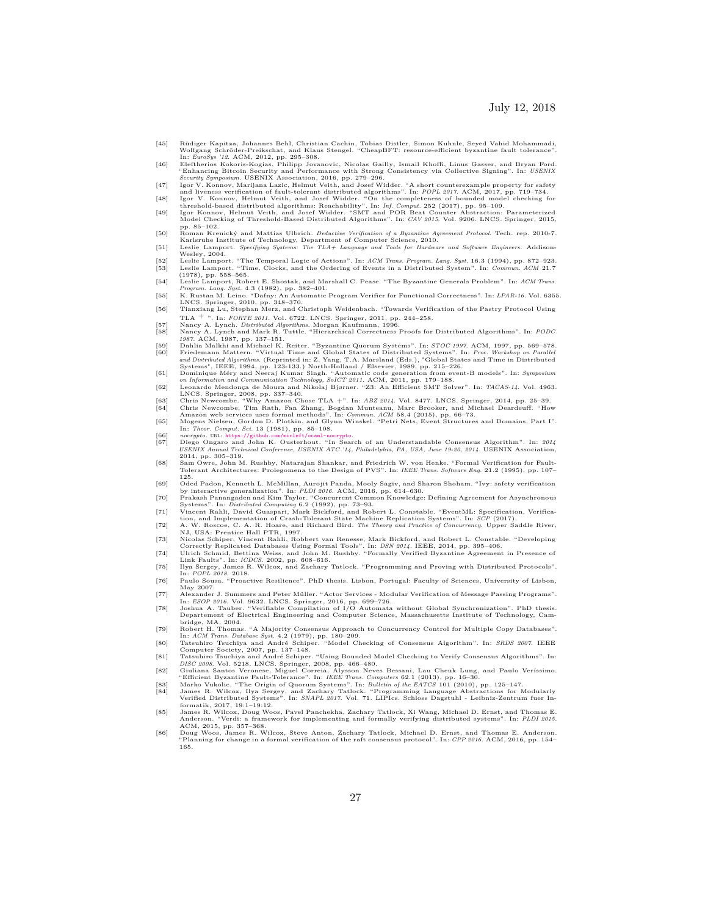[45] Rüdiger Kapitza, Johannes Behl, Christian Cachin, Tobias Distler, Simon Kuhnle, Seyed Vahid Mohammadi, Wolfgang Schröder-Preikschat, and Klaus Stengel. "CheapBFT: resource-efficient byzantine fault tolerance". In: *EuroSys '12*. ACM, 2012, pp. 295–308.

[46] Eleftherios Kokoris-Kogias, Philipp Jovanovic, Nicolas Gailly, Ismail Khoffi, Linus Gasser, and Bryan Ford. "Enhancing Bitcoin Security and Performance with Strong Consistency via Collective Signing". In: *USENIX Security Symposium*. USENIX Association, 2016, pp. 279–296.

[47] Igor V. Konnov, Marijana Lazic, Helmut Veith, and Josef Widder. "A short counterexample property for safety and liveness verification of fault-tolerant distributed algorithms". In: *POPL 2017*. ACM, 2017, pp. 719–734.

[48] Igor V. Konnov, Helmut Veith, and Josef Widder. "On the completeness of bounded model checking for threshold-based distributed algorithms: Reachability". In: *Inf. Comput.* 252 (2017), pp. 95–109.

[49] Igor Konnov, Helmut Veith, and Josef Widder. "SMT and POR Beat Counter Abstraction: Parameterized Model Checking of Threshold-Based Distributed Algorithms". In: *CAV 2015*. Vol. 9206. LNCS. Springer, 2015, pp. 85–102.

[50] Roman Krenický and Mattias Ulbrich. *Deductive Verification of a Byzantine Agreement Protocol*. Tech. rep. 2010-7. Karlsruhe Institute of Technology, Department of Computer Science, 2010.

[51] Leslie Lamport. *Specifying Systems: The TLA+ Language and Tools for Hardware and Software Engineers*. Addison-Wesley, 2004.

[52] Leslie Lamport. "The Temporal Logic of Actions". In: *ACM Trans. Program. Lang. Syst.* 16.3 (1994), pp. 872–923.

[53] Leslie Lamport. "Time, Clocks, and the Ordering of Events in a Distributed System". In: *Commun. ACM* 21.7 (1978), pp. 558–565.

[54] Leslie Lamport, Robert E. Shostak, and Marshall C. Pease. "The Byzantine Generals Problem". In: *ACM Trans. Program. Lang. Syst.* 4.3 (1982), pp. 382–401.

[55] K. Rustan M. Leino. "Dafny: An Automatic Program Verifier for Functional Correctness". In: *LPAR-16*. Vol. 6355. LNCS. Springer, 2010, pp. 348–370.

[56] Tianxiang Lu, Stephan Merz, and Christoph Weidenbach. "Towards Verification of the Pastry Protocol Using TLA $^{+}$". In: *FORTE 2011*. Vol. 6722. LNCS. Springer, 2011, pp. 244–258.

[57] Nancy A. Lynch. *Distributed Algorithms*. Morgan Kaufmann, 1996.

[58] Nancy A. Lynch and Mark R. Tuttle. "Hierarchical Correctness Proofs for Distributed Algorithms". In: *PODC 1987*. ACM, 1987, pp. 137–151.

[59] Dahlia Malkhi and Michael K. Reiter. "Byzantine Quorum Systems". In: *STOC 1997*. ACM, 1997, pp. 569–578.

[60] Friedemann Mattern. "Virtual Time and Global States of Distributed Systems". In: *Proc. Workshop on Parallel and Distributed Algorithms*. (Reprinted in: Z. Yang, T.A. Marsland (Eds.), "Global States and Time in Distributed Systems", IEEE, 1994, pp. 123-133.) North-Holland / Elsevier, 1989, pp. 215–226.

[61] Dominique Méry and Neeraj Kumar Singh. "Automatic code generation from event-B models". In: *Symposium on Information and Communication Technology, SoICT 2011*. ACM, 2011, pp. 179–188.

[62] Leonardo Mendonça de Moura and Nikolaj Bjørner. "Z3: An Efficient SMT Solver". In: *TACAS-14*. Vol. 4963. LNCS. Springer, 2008, pp. 337–340.

[63] Chris Newcombe. "Why Amazon Chose TLA +". In: *ABZ 2014*. Vol. 8477. LNCS. Springer, 2014, pp. 25–39.

[64] Chris Newcombe, Tim Rath, Fan Zhang, Bogdan Munteanu, Marc Brooker, and Michael Deardeuff. "How Amazon web services uses formal methods". In: *Commun. ACM* 58.4 (2015), pp. 66–73.

[65] Mogens Nielsen, Gordon D. Plotkin, and Glynn Winskel. "Petri Nets, Event Structures and Domains, Part I". In: *Theor. Comput. Sci.* 13 (1981), pp. 85–108.

[66] *nocrypto*. URL: https://github.com/mirleft/ocaml-nocrypto.

[67] Diego Ongaro and John K. Ousterhout. "In Search of an Understandable Consensus Algorithm". In: *2014 USENIX Annual Technical Conference, USENIX ATC '14, Philadelphia, PA, USA, June 19-20, 2014*. USENIX Association, 2014, pp. 305–319.

[68] Sam Owre, John M. Rushby, Natarajan Shankar, and Friedrich W. von Henke. "Formal Verification for Fault-Tolerant Architectures: Prolegomena to the Design of PVS". In: *IEEE Trans. Software Eng.* 21.2 (1995), pp. 107–125.

[69] Oded Padon, Kenneth L. McMillan, Aurojit Panda, Mooly Sagiv, and Sharon Shoham. "Ivy: safety verification by interactive generalization". In: *PLDI 2016*. ACM, 2016, pp. 614–630.

[70] Prakash Panangaden and Kim Taylor. "Concurrent Common Knowledge: Defining Agreement for Asynchronous Systems". In: *Distributed Computing* 6.2 (1992), pp. 73–93.

[71] Vincent Rahli, David Guaspari, Mark Bickford, and Robert L. Constable. "EventML: Specification, Verification, and Implementation of Crash-Tolerant State Machine Replication Systems". In: *SCP* (2017).

[72] A. W. Roscoe, C. A. R. Hoare, and Richard Bird. *The Theory and Practice of Concurrency*. Upper Saddle River, NJ, USA: Prentice Hall PTR, 1997.

[73] Nicolas Schiper, Vincent Rahli, Robbert van Renesse, Mark Bickford, and Robert L. Constable. "Developing Correctly Replicated Databases Using Formal Tools". In: *DSN 2014*. IEEE, 2014, pp. 395–406.

[74] Ulrich Schmid, Bettina Weiss, and John M. Rushby. "Formally Verified Byzantine Agreement in Presence of Link Faults". In: *ICDCS*. 2002, pp. 608–616.

[75] Ilya Sergey, James R. Wilcox, and Zachary Tatlock. "Programming and Proving with Distributed Protocols". In: *POPL 2018*. 2018.

[76] Paulo Sousa. "Proactive Resilience". PhD thesis. Lisbon, Portugal: Faculty of Sciences, University of Lisbon, May 2007.

[77] Alexander J. Summers and Peter Müller. "Actor Services - Modular Verification of Message Passing Programs". In: *ESOP 2016*. Vol. 9632. LNCS. Springer, 2016, pp. 699–726.

[78] Joshua A. Tauber. "Verifiable Compilation of I/O Automata without Global Synchronization". PhD thesis. Departement of Electrical Engineering and Computer Science, Massachusetts Institute of Technology, Cambridge, MA, 2004.

[79] Robert H. Thomas. "A Majority Consensus Approach to Concurrency Control for Multiple Copy Databases". In: *ACM Trans. Database Syst.* 4.2 (1979), pp. 180–209.

[80] Tatsuhiro Tsuchiya and André Schiper. "Model Checking of Consensus Algorithm". In: *SRDS 2007*. IEEE Computer Society, 2007, pp. 137–148.

[81] Tatsuhiro Tsuchiya and André Schiper. "Using Bounded Model Checking to Verify Consensus Algorithms". In: *DISC 2008*. Vol. 5218. LNCS. Springer, 2008, pp. 466–480.

[82] Giuliana Santos Veronese, Miguel Correia, Alysson Neves Bessani, Lau Cheuk Lung, and Paulo Veríssimo. "Efficient Byzantine Fault-Tolerance". In: *IEEE Trans. Computers* 62.1 (2013), pp. 16–30.

[83] Marko Vukolic. "The Origin of Quorum Systems". In: *Bulletin of the EATCS* 101 (2010), pp. 125–147.

[84] James R. Wilcox, Ilya Sergey, and Zachary Tatlock. "Programming Language Abstractions for Modularly Verified Distributed Systems". In: *SNAPL 2017*. Vol. 71. LIPIcs. Schloss Dagstuhl - Leibniz-Zentrum fuer Informatik, 2017, 19:1–19:12.

[85] James R. Wilcox, Doug Woos, Pavel Panchekha, Zachary Tatlock, Xi Wang, Michael D. Ernst, and Thomas E. Anderson. "Verdi: a framework for implementing and formally verifying distributed systems". In: *PLDI 2015*. ACM, 2015, pp. 357–368.

[86] Doug Woos, James R. Wilcox, Steve Anton, Zachary Tatlock, Michael D. Ernst, and Thomas E. Anderson. "Planning for change in a formal verification of the raft consensus protocol". In: *CPP 2016*. ACM, 2016, pp. 154–165.